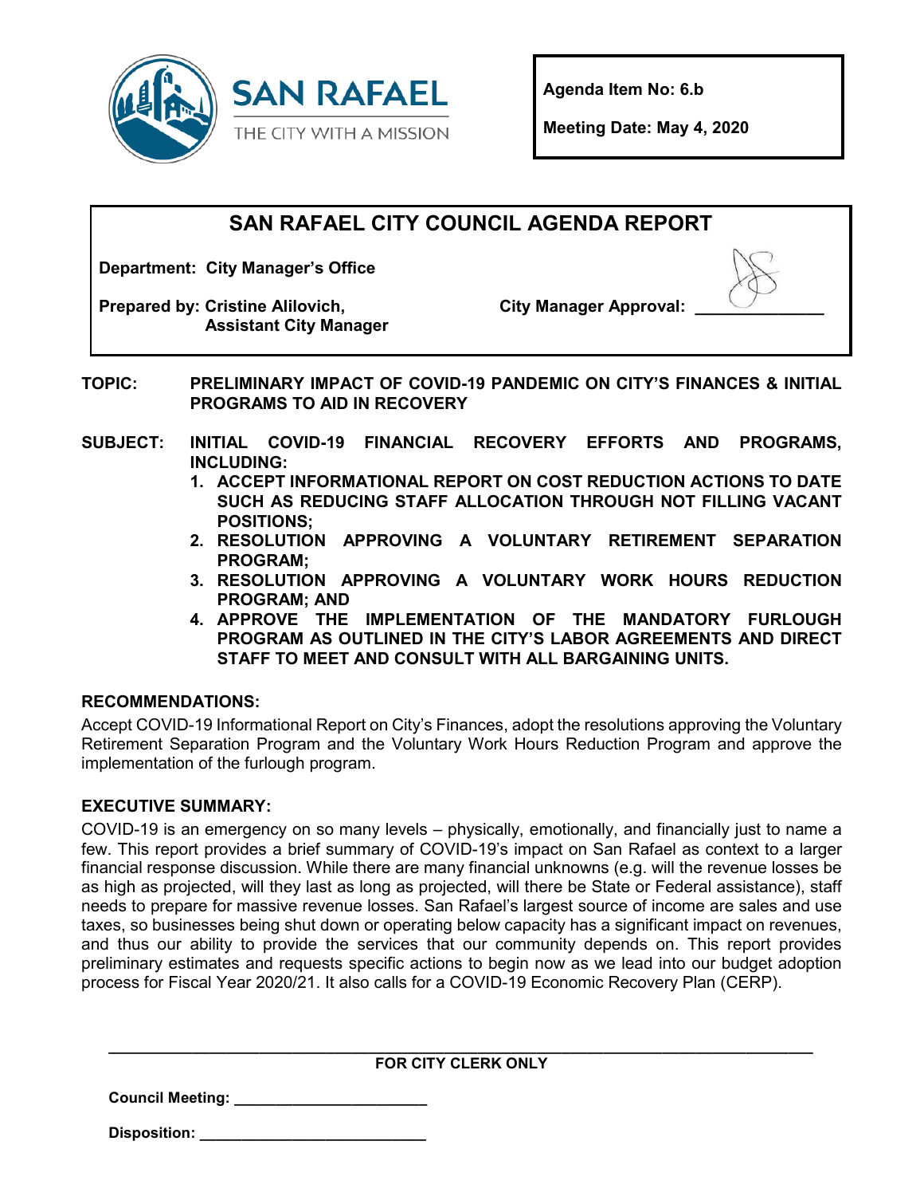**SAN RAFAEL**
THE CITY WITH A MISSION

**Agenda Item No: 6.b**

**Meeting Date: May 4, 2020**

# SAN RAFAEL CITY COUNCIL AGENDA REPORT

**Department: City Manager's Office**

**Prepared by: Cristine Alilovich, Assistant City Manager**

**City Manager Approval: ______________**

**TOPIC:** **PRELIMINARY IMPACT OF COVID-19 PANDEMIC ON CITY'S FINANCES & INITIAL PROGRAMS TO AID IN RECOVERY**

**SUBJECT:** **INITIAL COVID-19 FINANCIAL RECOVERY EFFORTS AND PROGRAMS, INCLUDING:**

1. **ACCEPT INFORMATIONAL REPORT ON COST REDUCTION ACTIONS TO DATE SUCH AS REDUCING STAFF ALLOCATION THROUGH NOT FILLING VACANT POSITIONS;**
2. **RESOLUTION APPROVING A VOLUNTARY RETIREMENT SEPARATION PROGRAM;**
3. **RESOLUTION APPROVING A VOLUNTARY WORK HOURS REDUCTION PROGRAM; AND**
4. **APPROVE THE IMPLEMENTATION OF THE MANDATORY FURLOUGH PROGRAM AS OUTLINED IN THE CITY'S LABOR AGREEMENTS AND DIRECT STAFF TO MEET AND CONSULT WITH ALL BARGAINING UNITS.**

## RECOMMENDATIONS:

Accept COVID-19 Informational Report on City's Finances, adopt the resolutions approving the Voluntary Retirement Separation Program and the Voluntary Work Hours Reduction Program and approve the implementation of the furlough program.

## EXECUTIVE SUMMARY:

COVID-19 is an emergency on so many levels – physically, emotionally, and financially just to name a few. This report provides a brief summary of COVID-19's impact on San Rafael as context to a larger financial response discussion. While there are many financial unknowns (e.g. will the revenue losses be as high as projected, will they last as long as projected, will there be State or Federal assistance), staff needs to prepare for massive revenue losses. San Rafael's largest source of income are sales and use taxes, so businesses being shut down or operating below capacity has a significant impact on revenues, and thus our ability to provide the services that our community depends on. This report provides preliminary estimates and requests specific actions to begin now as we lead into our budget adoption process for Fiscal Year 2020/21. It also calls for a COVID-19 Economic Recovery Plan (CERP).

---

**FOR CITY CLERK ONLY**

**Council Meeting: ______________________**

**Disposition: __________________________**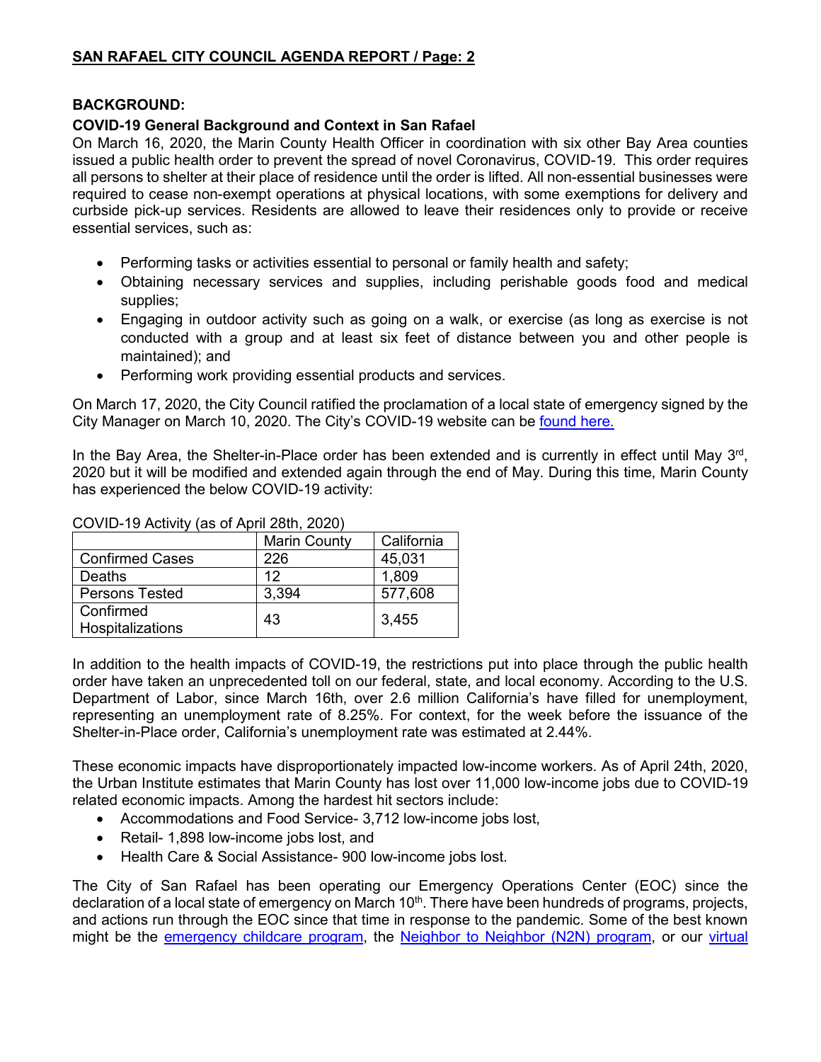## BACKGROUND:

### COVID-19 General Background and Context in San Rafael

On March 16, 2020, the Marin County Health Officer in coordination with six other Bay Area counties issued a public health order to prevent the spread of novel Coronavirus, COVID-19. This order requires all persons to shelter at their place of residence until the order is lifted. All non-essential businesses were required to cease non-exempt operations at physical locations, with some exemptions for delivery and curbside pick-up services. Residents are allowed to leave their residences only to provide or receive essential services, such as:

- Performing tasks or activities essential to personal or family health and safety;
- Obtaining necessary services and supplies, including perishable goods food and medical supplies;
- Engaging in outdoor activity such as going on a walk, or exercise (as long as exercise is not conducted with a group and at least six feet of distance between you and other people is maintained); and
- Performing work providing essential products and services.

On March 17, 2020, the City Council ratified the proclamation of a local state of emergency signed by the City Manager on March 10, 2020. The City's COVID-19 website can be found here.

In the Bay Area, the Shelter-in-Place order has been extended and is currently in effect until May 3rd, 2020 but it will be modified and extended again through the end of May. During this time, Marin County has experienced the below COVID-19 activity:

COVID-19 Activity (as of April 28th, 2020)

| | Marin County | California |
|---|---|---|
| Confirmed Cases | 226 | 45,031 |
| Deaths | 12 | 1,809 |
| Persons Tested | 3,394 | 577,608 |
| Confirmed Hospitalizations | 43 | 3,455 |

In addition to the health impacts of COVID-19, the restrictions put into place through the public health order have taken an unprecedented toll on our federal, state, and local economy. According to the U.S. Department of Labor, since March 16th, over 2.6 million California's have filled for unemployment, representing an unemployment rate of 8.25%. For context, for the week before the issuance of the Shelter-in-Place order, California's unemployment rate was estimated at 2.44%.

These economic impacts have disproportionately impacted low-income workers. As of April 24th, 2020, the Urban Institute estimates that Marin County has lost over 11,000 low-income jobs due to COVID-19 related economic impacts. Among the hardest hit sectors include:

- Accommodations and Food Service- 3,712 low-income jobs lost,
- Retail- 1,898 low-income jobs lost, and
- Health Care & Social Assistance- 900 low-income jobs lost.

The City of San Rafael has been operating our Emergency Operations Center (EOC) since the declaration of a local state of emergency on March 10th. There have been hundreds of programs, projects, and actions run through the EOC since that time in response to the pandemic. Some of the best known might be the emergency childcare program, the Neighbor to Neighbor (N2N) program, or our virtual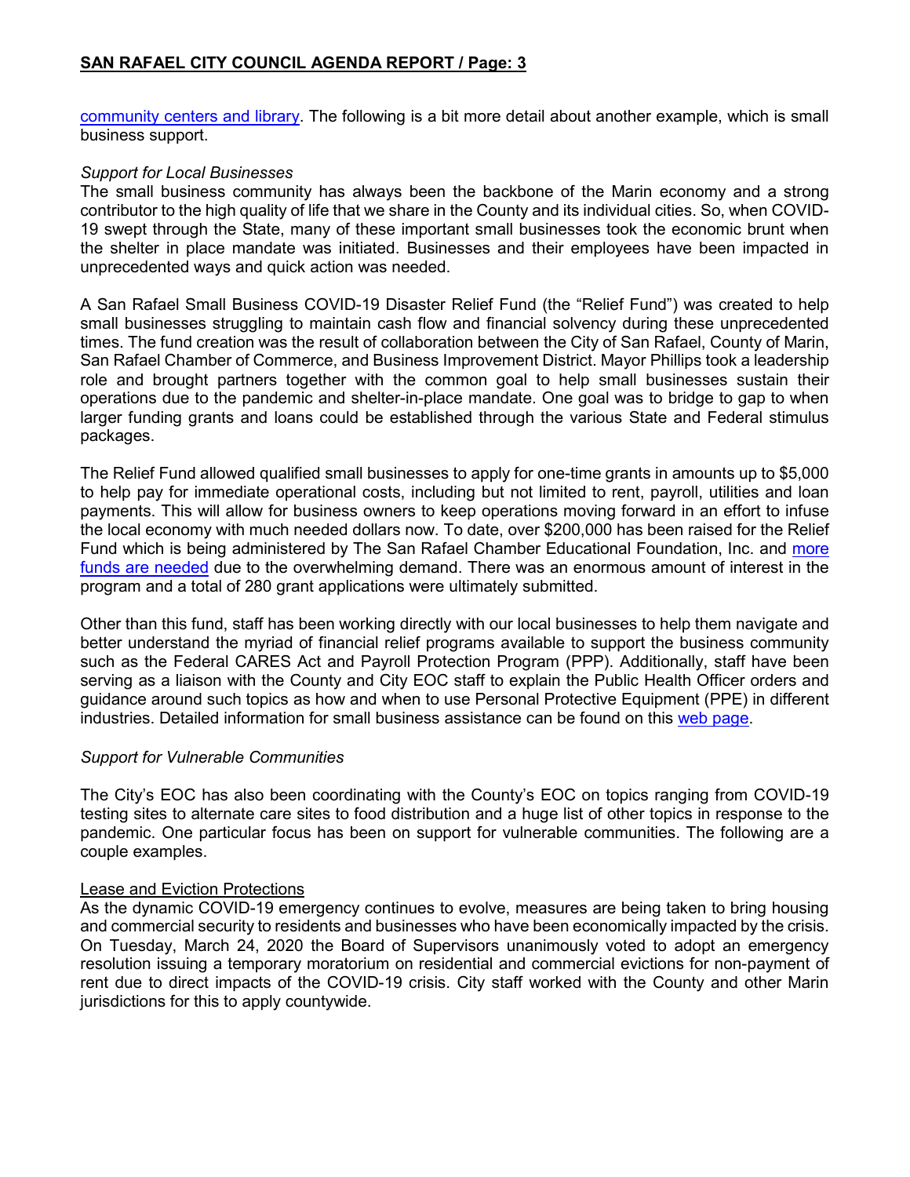community centers and library. The following is a bit more detail about another example, which is small business support.

*Support for Local Businesses*

The small business community has always been the backbone of the Marin economy and a strong contributor to the high quality of life that we share in the County and its individual cities. So, when COVID-19 swept through the State, many of these important small businesses took the economic brunt when the shelter in place mandate was initiated. Businesses and their employees have been impacted in unprecedented ways and quick action was needed.

A San Rafael Small Business COVID-19 Disaster Relief Fund (the "Relief Fund") was created to help small businesses struggling to maintain cash flow and financial solvency during these unprecedented times. The fund creation was the result of collaboration between the City of San Rafael, County of Marin, San Rafael Chamber of Commerce, and Business Improvement District. Mayor Phillips took a leadership role and brought partners together with the common goal to help small businesses sustain their operations due to the pandemic and shelter-in-place mandate. One goal was to bridge to gap to when larger funding grants and loans could be established through the various State and Federal stimulus packages.

The Relief Fund allowed qualified small businesses to apply for one-time grants in amounts up to $5,000 to help pay for immediate operational costs, including but not limited to rent, payroll, utilities and loan payments. This will allow for business owners to keep operations moving forward in an effort to infuse the local economy with much needed dollars now. To date, over $200,000 has been raised for the Relief Fund which is being administered by The San Rafael Chamber Educational Foundation, Inc. and more funds are needed due to the overwhelming demand. There was an enormous amount of interest in the program and a total of 280 grant applications were ultimately submitted.

Other than this fund, staff has been working directly with our local businesses to help them navigate and better understand the myriad of financial relief programs available to support the business community such as the Federal CARES Act and Payroll Protection Program (PPP). Additionally, staff have been serving as a liaison with the County and City EOC staff to explain the Public Health Officer orders and guidance around such topics as how and when to use Personal Protective Equipment (PPE) in different industries. Detailed information for small business assistance can be found on this web page.

*Support for Vulnerable Communities*

The City's EOC has also been coordinating with the County's EOC on topics ranging from COVID-19 testing sites to alternate care sites to food distribution and a huge list of other topics in response to the pandemic. One particular focus has been on support for vulnerable communities. The following are a couple examples.

Lease and Eviction Protections

As the dynamic COVID-19 emergency continues to evolve, measures are being taken to bring housing and commercial security to residents and businesses who have been economically impacted by the crisis. On Tuesday, March 24, 2020 the Board of Supervisors unanimously voted to adopt an emergency resolution issuing a temporary moratorium on residential and commercial evictions for non-payment of rent due to direct impacts of the COVID-19 crisis. City staff worked with the County and other Marin jurisdictions for this to apply countywide.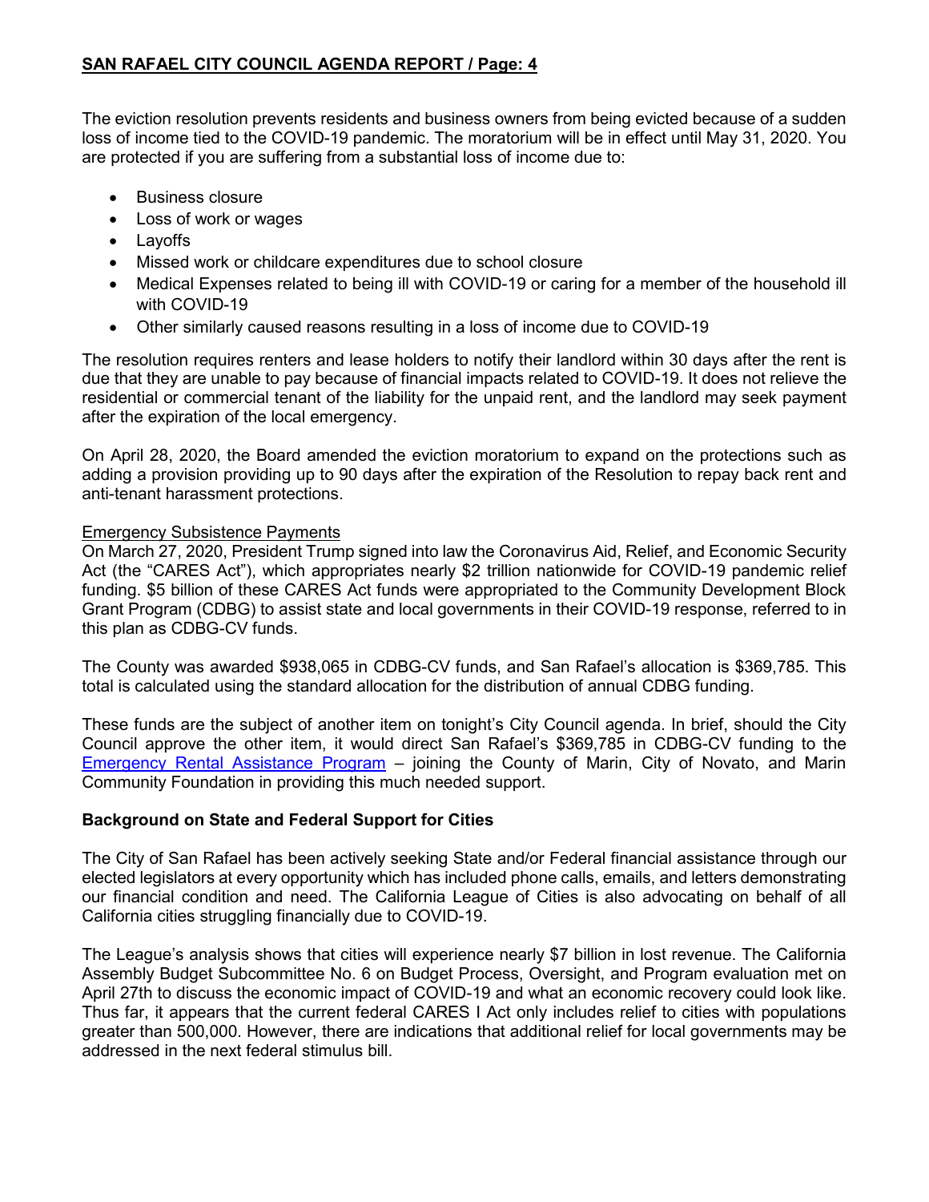The eviction resolution prevents residents and business owners from being evicted because of a sudden loss of income tied to the COVID-19 pandemic. The moratorium will be in effect until May 31, 2020. You are protected if you are suffering from a substantial loss of income due to:

- Business closure
- Loss of work or wages
- Layoffs
- Missed work or childcare expenditures due to school closure
- Medical Expenses related to being ill with COVID-19 or caring for a member of the household ill with COVID-19
- Other similarly caused reasons resulting in a loss of income due to COVID-19

The resolution requires renters and lease holders to notify their landlord within 30 days after the rent is due that they are unable to pay because of financial impacts related to COVID-19. It does not relieve the residential or commercial tenant of the liability for the unpaid rent, and the landlord may seek payment after the expiration of the local emergency.

On April 28, 2020, the Board amended the eviction moratorium to expand on the protections such as adding a provision providing up to 90 days after the expiration of the Resolution to repay back rent and anti-tenant harassment protections.

Emergency Subsistence Payments

On March 27, 2020, President Trump signed into law the Coronavirus Aid, Relief, and Economic Security Act (the "CARES Act"), which appropriates nearly $2 trillion nationwide for COVID-19 pandemic relief funding. $5 billion of these CARES Act funds were appropriated to the Community Development Block Grant Program (CDBG) to assist state and local governments in their COVID-19 response, referred to in this plan as CDBG-CV funds.

The County was awarded $938,065 in CDBG-CV funds, and San Rafael's allocation is $369,785. This total is calculated using the standard allocation for the distribution of annual CDBG funding.

These funds are the subject of another item on tonight's City Council agenda. In brief, should the City Council approve the other item, it would direct San Rafael's $369,785 in CDBG-CV funding to the Emergency Rental Assistance Program – joining the County of Marin, City of Novato, and Marin Community Foundation in providing this much needed support.

**Background on State and Federal Support for Cities**

The City of San Rafael has been actively seeking State and/or Federal financial assistance through our elected legislators at every opportunity which has included phone calls, emails, and letters demonstrating our financial condition and need. The California League of Cities is also advocating on behalf of all California cities struggling financially due to COVID-19.

The League's analysis shows that cities will experience nearly $7 billion in lost revenue. The California Assembly Budget Subcommittee No. 6 on Budget Process, Oversight, and Program evaluation met on April 27th to discuss the economic impact of COVID-19 and what an economic recovery could look like. Thus far, it appears that the current federal CARES I Act only includes relief to cities with populations greater than 500,000. However, there are indications that additional relief for local governments may be addressed in the next federal stimulus bill.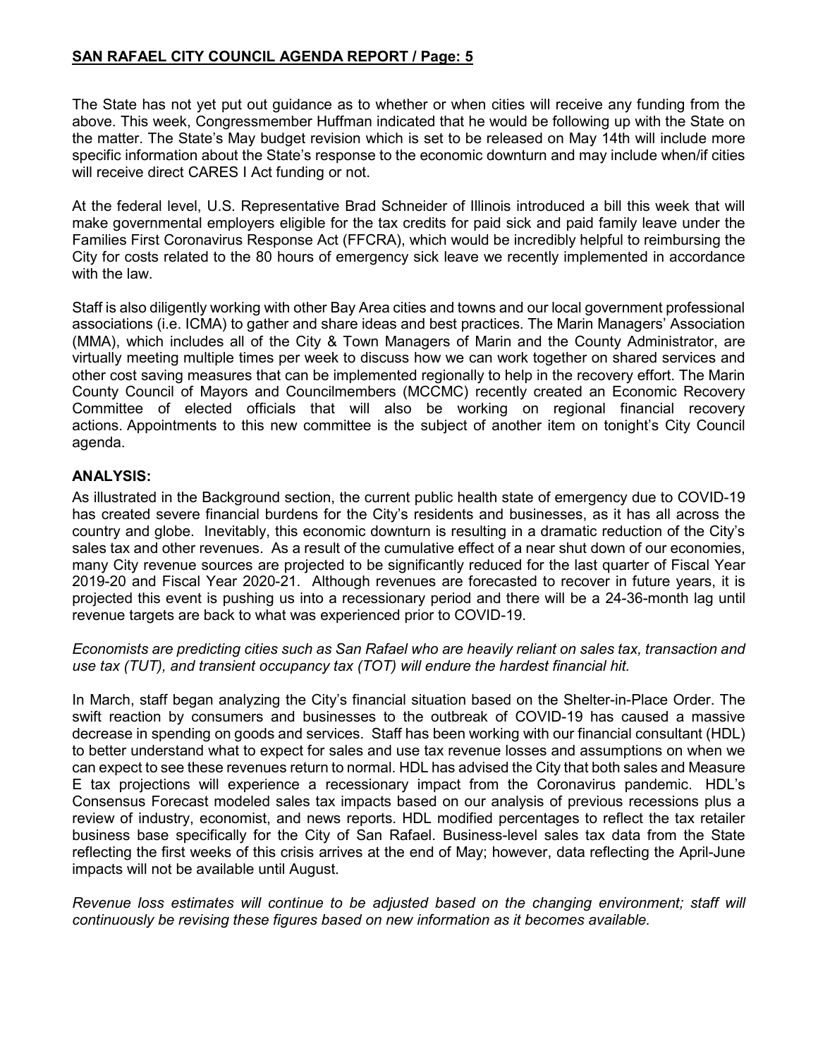The State has not yet put out guidance as to whether or when cities will receive any funding from the above. This week, Congressmember Huffman indicated that he would be following up with the State on the matter. The State's May budget revision which is set to be released on May 14th will include more specific information about the State's response to the economic downturn and may include when/if cities will receive direct CARES I Act funding or not.

At the federal level, U.S. Representative Brad Schneider of Illinois introduced a bill this week that will make governmental employers eligible for the tax credits for paid sick and paid family leave under the Families First Coronavirus Response Act (FFCRA), which would be incredibly helpful to reimbursing the City for costs related to the 80 hours of emergency sick leave we recently implemented in accordance with the law.

Staff is also diligently working with other Bay Area cities and towns and our local government professional associations (i.e. ICMA) to gather and share ideas and best practices. The Marin Managers' Association (MMA), which includes all of the City & Town Managers of Marin and the County Administrator, are virtually meeting multiple times per week to discuss how we can work together on shared services and other cost saving measures that can be implemented regionally to help in the recovery effort. The Marin County Council of Mayors and Councilmembers (MCCMC) recently created an Economic Recovery Committee of elected officials that will also be working on regional financial recovery actions. Appointments to this new committee is the subject of another item on tonight's City Council agenda.

## ANALYSIS:

As illustrated in the Background section, the current public health state of emergency due to COVID-19 has created severe financial burdens for the City's residents and businesses, as it has all across the country and globe. Inevitably, this economic downturn is resulting in a dramatic reduction of the City's sales tax and other revenues. As a result of the cumulative effect of a near shut down of our economies, many City revenue sources are projected to be significantly reduced for the last quarter of Fiscal Year 2019-20 and Fiscal Year 2020-21. Although revenues are forecasted to recover in future years, it is projected this event is pushing us into a recessionary period and there will be a 24-36-month lag until revenue targets are back to what was experienced prior to COVID-19.

*Economists are predicting cities such as San Rafael who are heavily reliant on sales tax, transaction and use tax (TUT), and transient occupancy tax (TOT) will endure the hardest financial hit.*

In March, staff began analyzing the City's financial situation based on the Shelter-in-Place Order. The swift reaction by consumers and businesses to the outbreak of COVID-19 has caused a massive decrease in spending on goods and services. Staff has been working with our financial consultant (HDL) to better understand what to expect for sales and use tax revenue losses and assumptions on when we can expect to see these revenues return to normal. HDL has advised the City that both sales and Measure E tax projections will experience a recessionary impact from the Coronavirus pandemic. HDL's Consensus Forecast modeled sales tax impacts based on our analysis of previous recessions plus a review of industry, economist, and news reports. HDL modified percentages to reflect the tax retailer business base specifically for the City of San Rafael. Business-level sales tax data from the State reflecting the first weeks of this crisis arrives at the end of May; however, data reflecting the April-June impacts will not be available until August.

*Revenue loss estimates will continue to be adjusted based on the changing environment; staff will continuously be revising these figures based on new information as it becomes available.*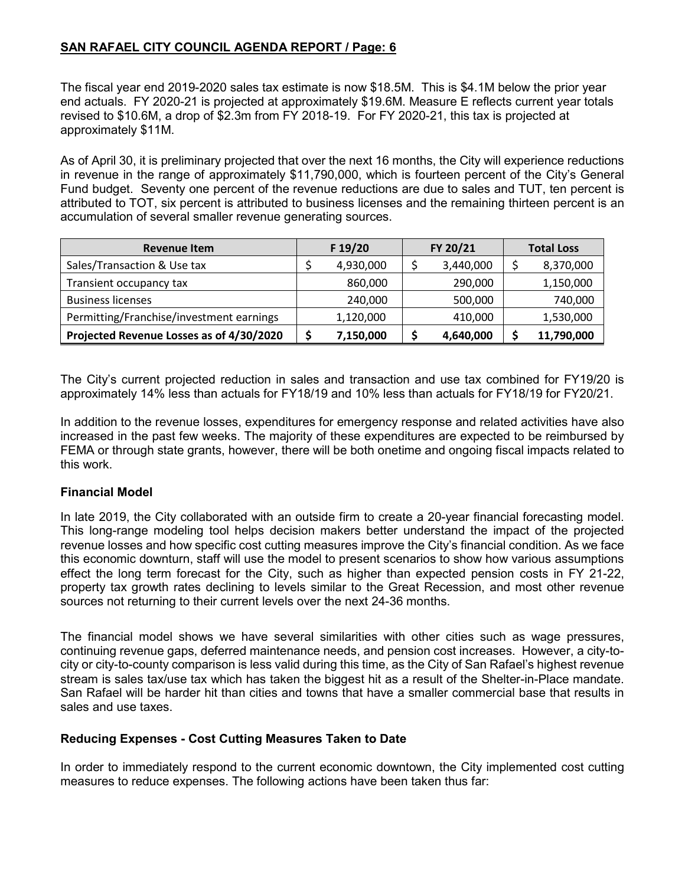The fiscal year end 2019-2020 sales tax estimate is now $18.5M. This is $4.1M below the prior year end actuals. FY 2020-21 is projected at approximately $19.6M. Measure E reflects current year totals revised to $10.6M, a drop of $2.3m from FY 2018-19. For FY 2020-21, this tax is projected at approximately $11M.

As of April 30, it is preliminary projected that over the next 16 months, the City will experience reductions in revenue in the range of approximately $11,790,000, which is fourteen percent of the City's General Fund budget. Seventy one percent of the revenue reductions are due to sales and TUT, ten percent is attributed to TOT, six percent is attributed to business licenses and the remaining thirteen percent is an accumulation of several smaller revenue generating sources.

| Revenue Item | F 19/20 | FY 20/21 | Total Loss |
|---|---|---|---|
| Sales/Transaction & Use tax | $ 4,930,000 | $ 3,440,000 | $ 8,370,000 |
| Transient occupancy tax | 860,000 | 290,000 | 1,150,000 |
| Business licenses | 240,000 | 500,000 | 740,000 |
| Permitting/Franchise/investment earnings | 1,120,000 | 410,000 | 1,530,000 |
| **Projected Revenue Losses as of 4/30/2020** | **$ 7,150,000** | **$ 4,640,000** | **$ 11,790,000** |

The City's current projected reduction in sales and transaction and use tax combined for FY19/20 is approximately 14% less than actuals for FY18/19 and 10% less than actuals for FY18/19 for FY20/21.

In addition to the revenue losses, expenditures for emergency response and related activities have also increased in the past few weeks. The majority of these expenditures are expected to be reimbursed by FEMA or through state grants, however, there will be both onetime and ongoing fiscal impacts related to this work.

### Financial Model

In late 2019, the City collaborated with an outside firm to create a 20-year financial forecasting model. This long-range modeling tool helps decision makers better understand the impact of the projected revenue losses and how specific cost cutting measures improve the City's financial condition. As we face this economic downturn, staff will use the model to present scenarios to show how various assumptions effect the long term forecast for the City, such as higher than expected pension costs in FY 21-22, property tax growth rates declining to levels similar to the Great Recession, and most other revenue sources not returning to their current levels over the next 24-36 months.

The financial model shows we have several similarities with other cities such as wage pressures, continuing revenue gaps, deferred maintenance needs, and pension cost increases. However, a city-to-city or city-to-county comparison is less valid during this time, as the City of San Rafael's highest revenue stream is sales tax/use tax which has taken the biggest hit as a result of the Shelter-in-Place mandate. San Rafael will be harder hit than cities and towns that have a smaller commercial base that results in sales and use taxes.

### Reducing Expenses - Cost Cutting Measures Taken to Date

In order to immediately respond to the current economic downtown, the City implemented cost cutting measures to reduce expenses. The following actions have been taken thus far: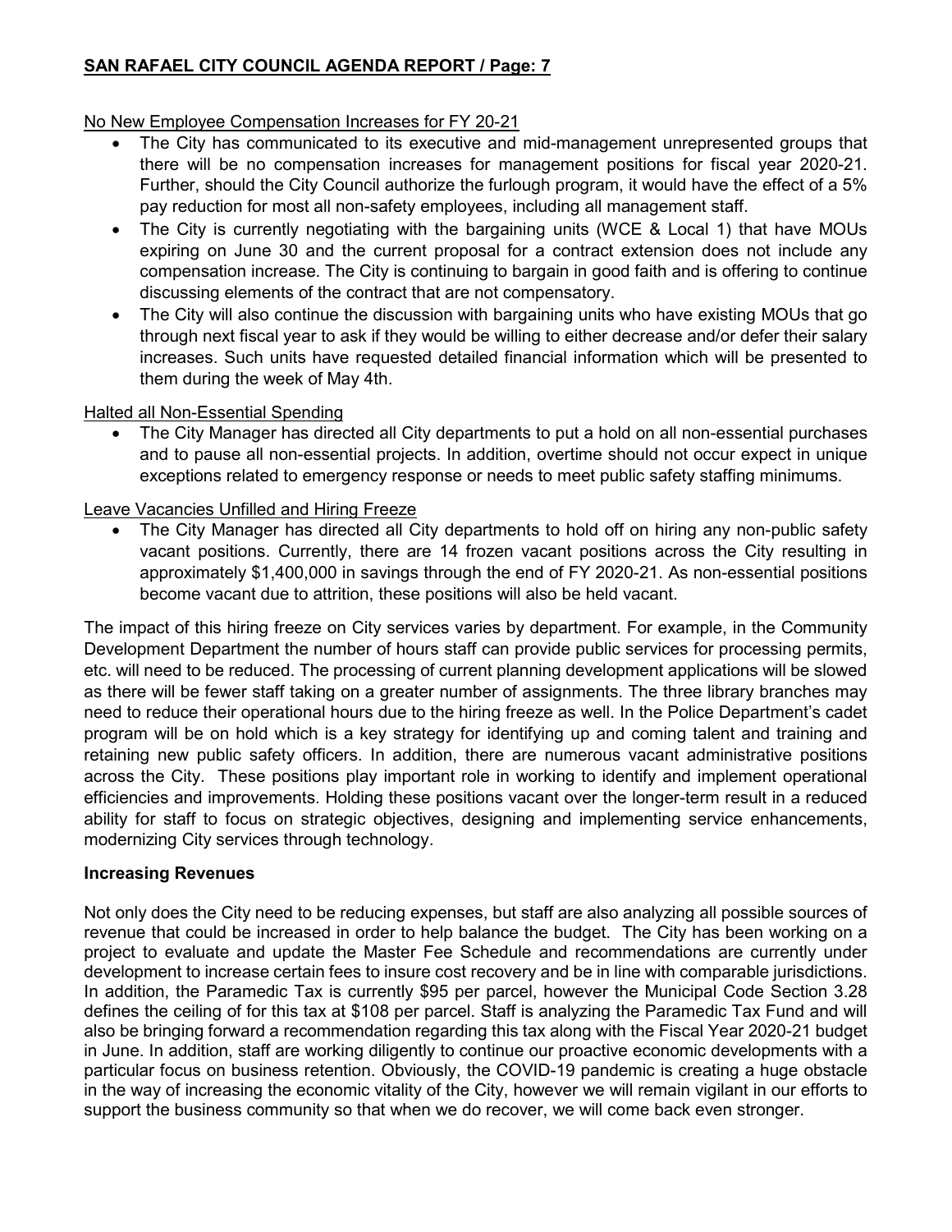No New Employee Compensation Increases for FY 20-21

- The City has communicated to its executive and mid-management unrepresented groups that there will be no compensation increases for management positions for fiscal year 2020-21. Further, should the City Council authorize the furlough program, it would have the effect of a 5% pay reduction for most all non-safety employees, including all management staff.
- The City is currently negotiating with the bargaining units (WCE & Local 1) that have MOUs expiring on June 30 and the current proposal for a contract extension does not include any compensation increase. The City is continuing to bargain in good faith and is offering to continue discussing elements of the contract that are not compensatory.
- The City will also continue the discussion with bargaining units who have existing MOUs that go through next fiscal year to ask if they would be willing to either decrease and/or defer their salary increases. Such units have requested detailed financial information which will be presented to them during the week of May 4th.

Halted all Non-Essential Spending

- The City Manager has directed all City departments to put a hold on all non-essential purchases and to pause all non-essential projects. In addition, overtime should not occur expect in unique exceptions related to emergency response or needs to meet public safety staffing minimums.

Leave Vacancies Unfilled and Hiring Freeze

- The City Manager has directed all City departments to hold off on hiring any non-public safety vacant positions. Currently, there are 14 frozen vacant positions across the City resulting in approximately $1,400,000 in savings through the end of FY 2020-21. As non-essential positions become vacant due to attrition, these positions will also be held vacant.

The impact of this hiring freeze on City services varies by department. For example, in the Community Development Department the number of hours staff can provide public services for processing permits, etc. will need to be reduced. The processing of current planning development applications will be slowed as there will be fewer staff taking on a greater number of assignments. The three library branches may need to reduce their operational hours due to the hiring freeze as well. In the Police Department's cadet program will be on hold which is a key strategy for identifying up and coming talent and training and retaining new public safety officers. In addition, there are numerous vacant administrative positions across the City. These positions play important role in working to identify and implement operational efficiencies and improvements. Holding these positions vacant over the longer-term result in a reduced ability for staff to focus on strategic objectives, designing and implementing service enhancements, modernizing City services through technology.

**Increasing Revenues**

Not only does the City need to be reducing expenses, but staff are also analyzing all possible sources of revenue that could be increased in order to help balance the budget. The City has been working on a project to evaluate and update the Master Fee Schedule and recommendations are currently under development to increase certain fees to insure cost recovery and be in line with comparable jurisdictions. In addition, the Paramedic Tax is currently $95 per parcel, however the Municipal Code Section 3.28 defines the ceiling of for this tax at $108 per parcel. Staff is analyzing the Paramedic Tax Fund and will also be bringing forward a recommendation regarding this tax along with the Fiscal Year 2020-21 budget in June. In addition, staff are working diligently to continue our proactive economic developments with a particular focus on business retention. Obviously, the COVID-19 pandemic is creating a huge obstacle in the way of increasing the economic vitality of the City, however we will remain vigilant in our efforts to support the business community so that when we do recover, we will come back even stronger.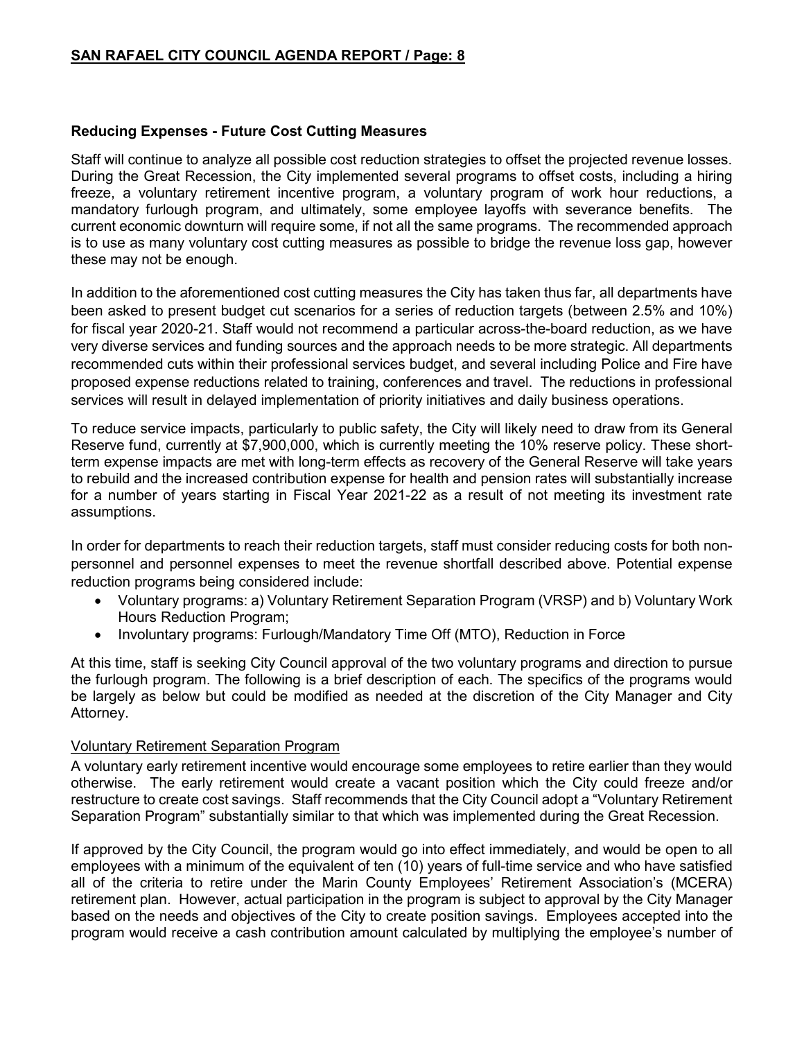### Reducing Expenses - Future Cost Cutting Measures

Staff will continue to analyze all possible cost reduction strategies to offset the projected revenue losses. During the Great Recession, the City implemented several programs to offset costs, including a hiring freeze, a voluntary retirement incentive program, a voluntary program of work hour reductions, a mandatory furlough program, and ultimately, some employee layoffs with severance benefits. The current economic downturn will require some, if not all the same programs. The recommended approach is to use as many voluntary cost cutting measures as possible to bridge the revenue loss gap, however these may not be enough.

In addition to the aforementioned cost cutting measures the City has taken thus far, all departments have been asked to present budget cut scenarios for a series of reduction targets (between 2.5% and 10%) for fiscal year 2020-21. Staff would not recommend a particular across-the-board reduction, as we have very diverse services and funding sources and the approach needs to be more strategic. All departments recommended cuts within their professional services budget, and several including Police and Fire have proposed expense reductions related to training, conferences and travel. The reductions in professional services will result in delayed implementation of priority initiatives and daily business operations.

To reduce service impacts, particularly to public safety, the City will likely need to draw from its General Reserve fund, currently at $7,900,000, which is currently meeting the 10% reserve policy. These short-term expense impacts are met with long-term effects as recovery of the General Reserve will take years to rebuild and the increased contribution expense for health and pension rates will substantially increase for a number of years starting in Fiscal Year 2021-22 as a result of not meeting its investment rate assumptions.

In order for departments to reach their reduction targets, staff must consider reducing costs for both non-personnel and personnel expenses to meet the revenue shortfall described above. Potential expense reduction programs being considered include:

- Voluntary programs: a) Voluntary Retirement Separation Program (VRSP) and b) Voluntary Work Hours Reduction Program;
- Involuntary programs: Furlough/Mandatory Time Off (MTO), Reduction in Force

At this time, staff is seeking City Council approval of the two voluntary programs and direction to pursue the furlough program. The following is a brief description of each. The specifics of the programs would be largely as below but could be modified as needed at the discretion of the City Manager and City Attorney.

Voluntary Retirement Separation Program

A voluntary early retirement incentive would encourage some employees to retire earlier than they would otherwise. The early retirement would create a vacant position which the City could freeze and/or restructure to create cost savings. Staff recommends that the City Council adopt a "Voluntary Retirement Separation Program" substantially similar to that which was implemented during the Great Recession.

If approved by the City Council, the program would go into effect immediately, and would be open to all employees with a minimum of the equivalent of ten (10) years of full-time service and who have satisfied all of the criteria to retire under the Marin County Employees' Retirement Association's (MCERA) retirement plan. However, actual participation in the program is subject to approval by the City Manager based on the needs and objectives of the City to create position savings. Employees accepted into the program would receive a cash contribution amount calculated by multiplying the employee's number of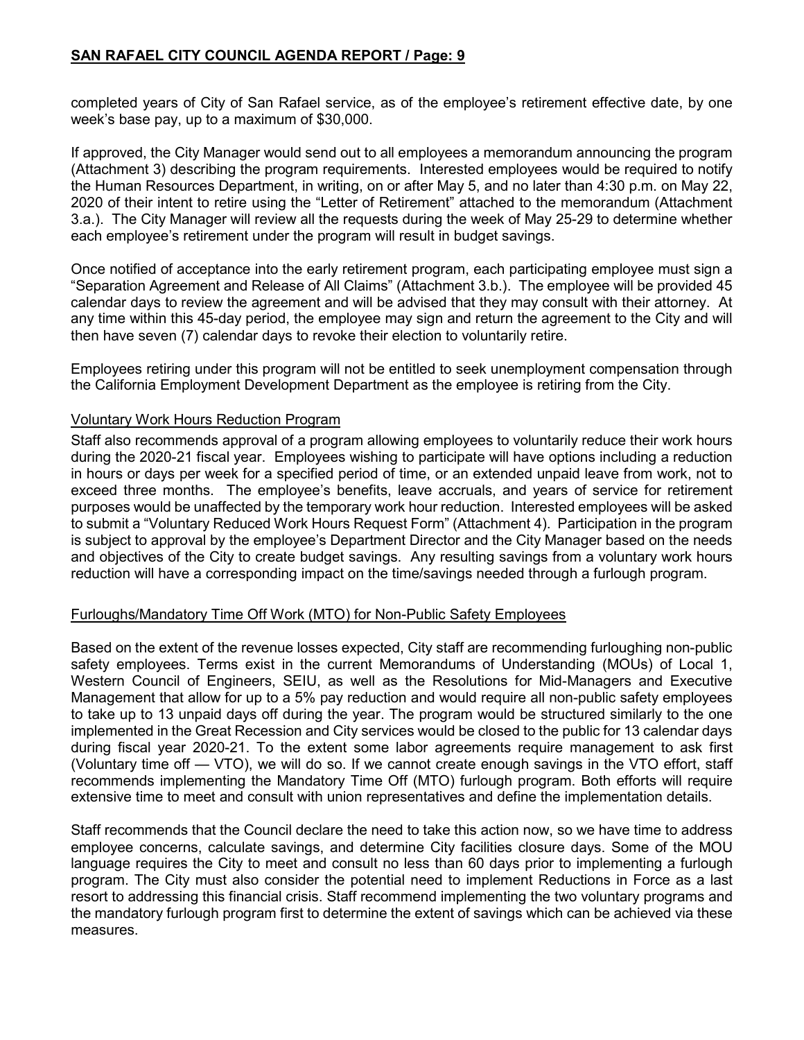completed years of City of San Rafael service, as of the employee's retirement effective date, by one week's base pay, up to a maximum of $30,000.

If approved, the City Manager would send out to all employees a memorandum announcing the program (Attachment 3) describing the program requirements. Interested employees would be required to notify the Human Resources Department, in writing, on or after May 5, and no later than 4:30 p.m. on May 22, 2020 of their intent to retire using the "Letter of Retirement" attached to the memorandum (Attachment 3.a.). The City Manager will review all the requests during the week of May 25-29 to determine whether each employee's retirement under the program will result in budget savings.

Once notified of acceptance into the early retirement program, each participating employee must sign a "Separation Agreement and Release of All Claims" (Attachment 3.b.). The employee will be provided 45 calendar days to review the agreement and will be advised that they may consult with their attorney. At any time within this 45-day period, the employee may sign and return the agreement to the City and will then have seven (7) calendar days to revoke their election to voluntarily retire.

Employees retiring under this program will not be entitled to seek unemployment compensation through the California Employment Development Department as the employee is retiring from the City.

<u>Voluntary Work Hours Reduction Program</u>

Staff also recommends approval of a program allowing employees to voluntarily reduce their work hours during the 2020-21 fiscal year. Employees wishing to participate will have options including a reduction in hours or days per week for a specified period of time, or an extended unpaid leave from work, not to exceed three months. The employee's benefits, leave accruals, and years of service for retirement purposes would be unaffected by the temporary work hour reduction. Interested employees will be asked to submit a "Voluntary Reduced Work Hours Request Form" (Attachment 4). Participation in the program is subject to approval by the employee's Department Director and the City Manager based on the needs and objectives of the City to create budget savings. Any resulting savings from a voluntary work hours reduction will have a corresponding impact on the time/savings needed through a furlough program.

<u>Furloughs/Mandatory Time Off Work (MTO) for Non-Public Safety Employees</u>

Based on the extent of the revenue losses expected, City staff are recommending furloughing non-public safety employees. Terms exist in the current Memorandums of Understanding (MOUs) of Local 1, Western Council of Engineers, SEIU, as well as the Resolutions for Mid-Managers and Executive Management that allow for up to a 5% pay reduction and would require all non-public safety employees to take up to 13 unpaid days off during the year. The program would be structured similarly to the one implemented in the Great Recession and City services would be closed to the public for 13 calendar days during fiscal year 2020-21. To the extent some labor agreements require management to ask first (Voluntary time off — VTO), we will do so. If we cannot create enough savings in the VTO effort, staff recommends implementing the Mandatory Time Off (MTO) furlough program. Both efforts will require extensive time to meet and consult with union representatives and define the implementation details.

Staff recommends that the Council declare the need to take this action now, so we have time to address employee concerns, calculate savings, and determine City facilities closure days. Some of the MOU language requires the City to meet and consult no less than 60 days prior to implementing a furlough program. The City must also consider the potential need to implement Reductions in Force as a last resort to addressing this financial crisis. Staff recommend implementing the two voluntary programs and the mandatory furlough program first to determine the extent of savings which can be achieved via these measures.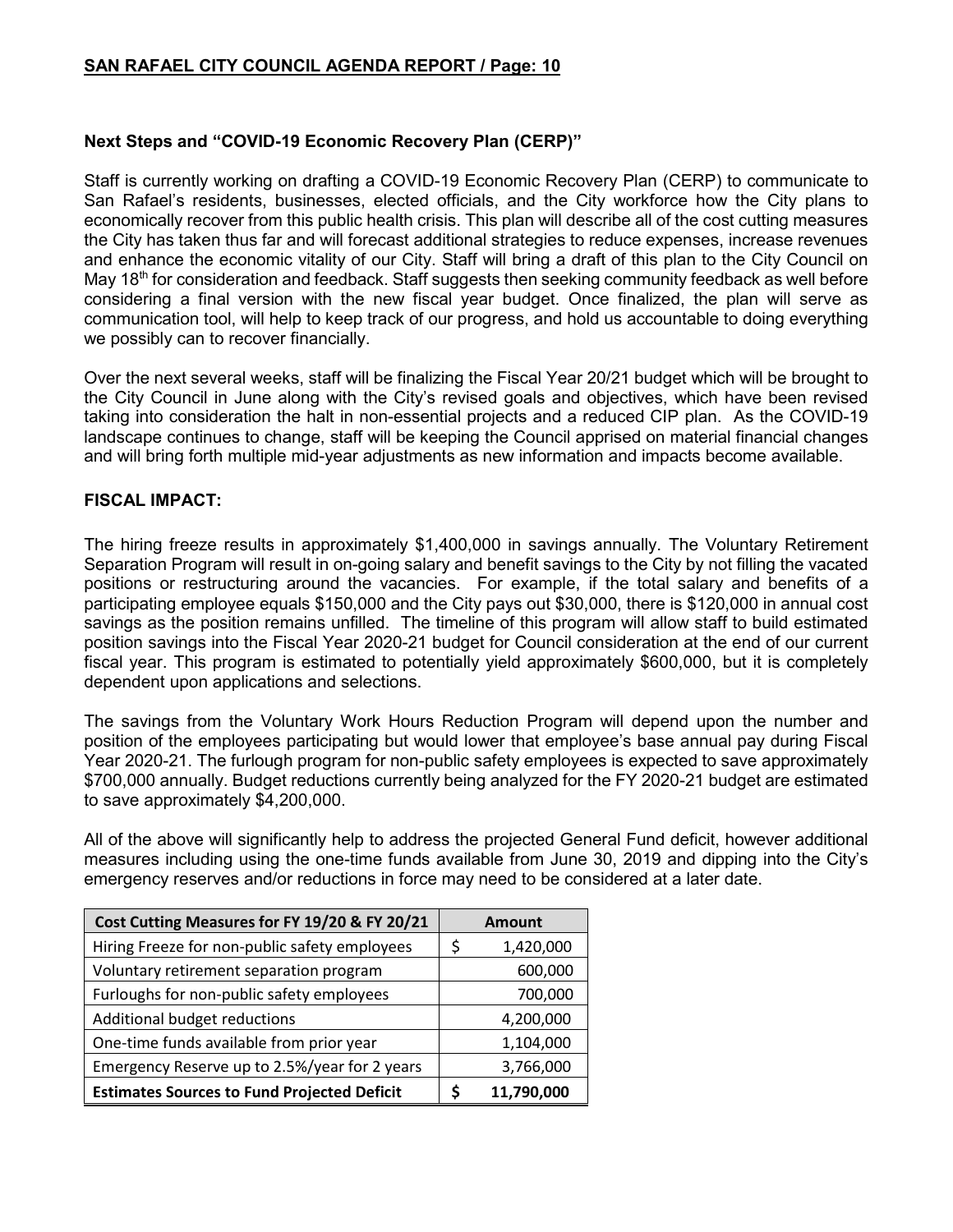## Next Steps and "COVID-19 Economic Recovery Plan (CERP)"

Staff is currently working on drafting a COVID-19 Economic Recovery Plan (CERP) to communicate to San Rafael's residents, businesses, elected officials, and the City workforce how the City plans to economically recover from this public health crisis. This plan will describe all of the cost cutting measures the City has taken thus far and will forecast additional strategies to reduce expenses, increase revenues and enhance the economic vitality of our City. Staff will bring a draft of this plan to the City Council on May 18th for consideration and feedback. Staff suggests then seeking community feedback as well before considering a final version with the new fiscal year budget. Once finalized, the plan will serve as communication tool, will help to keep track of our progress, and hold us accountable to doing everything we possibly can to recover financially.

Over the next several weeks, staff will be finalizing the Fiscal Year 20/21 budget which will be brought to the City Council in June along with the City's revised goals and objectives, which have been revised taking into consideration the halt in non-essential projects and a reduced CIP plan. As the COVID-19 landscape continues to change, staff will be keeping the Council apprised on material financial changes and will bring forth multiple mid-year adjustments as new information and impacts become available.

## FISCAL IMPACT:

The hiring freeze results in approximately $1,400,000 in savings annually. The Voluntary Retirement Separation Program will result in on-going salary and benefit savings to the City by not filling the vacated positions or restructuring around the vacancies. For example, if the total salary and benefits of a participating employee equals $150,000 and the City pays out $30,000, there is $120,000 in annual cost savings as the position remains unfilled. The timeline of this program will allow staff to build estimated position savings into the Fiscal Year 2020-21 budget for Council consideration at the end of our current fiscal year. This program is estimated to potentially yield approximately $600,000, but it is completely dependent upon applications and selections.

The savings from the Voluntary Work Hours Reduction Program will depend upon the number and position of the employees participating but would lower that employee's base annual pay during Fiscal Year 2020-21. The furlough program for non-public safety employees is expected to save approximately $700,000 annually. Budget reductions currently being analyzed for the FY 2020-21 budget are estimated to save approximately $4,200,000.

All of the above will significantly help to address the projected General Fund deficit, however additional measures including using the one-time funds available from June 30, 2019 and dipping into the City's emergency reserves and/or reductions in force may need to be considered at a later date.

| Cost Cutting Measures for FY 19/20 & FY 20/21 | Amount |
|---|---|
| Hiring Freeze for non-public safety employees | $ 1,420,000 |
| Voluntary retirement separation program | 600,000 |
| Furloughs for non-public safety employees | 700,000 |
| Additional budget reductions | 4,200,000 |
| One-time funds available from prior year | 1,104,000 |
| Emergency Reserve up to 2.5%/year for 2 years | 3,766,000 |
| **Estimates Sources to Fund Projected Deficit** | **$ 11,790,000** |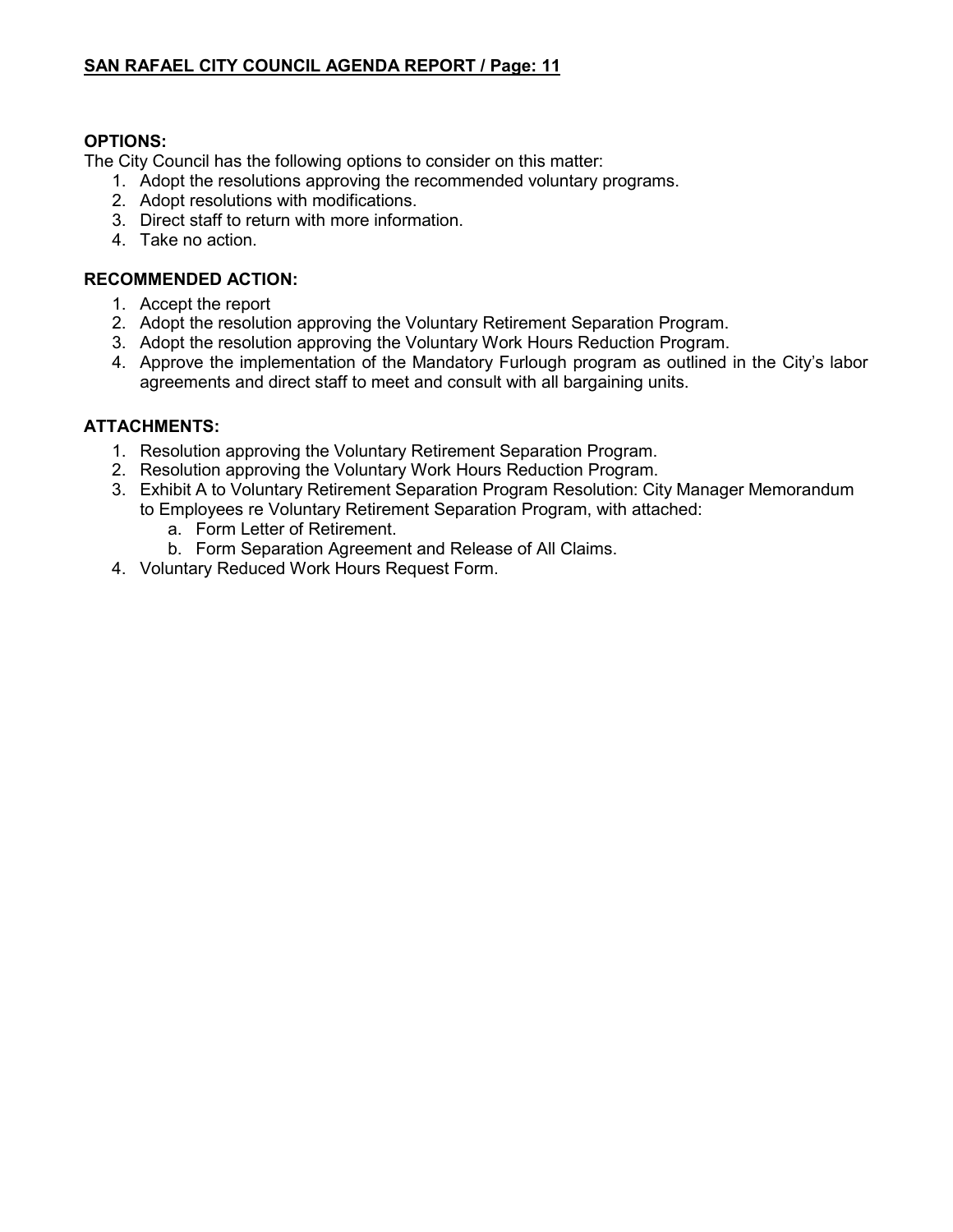**OPTIONS:**

The City Council has the following options to consider on this matter:

1. Adopt the resolutions approving the recommended voluntary programs.
2. Adopt resolutions with modifications.
3. Direct staff to return with more information.
4. Take no action.

**RECOMMENDED ACTION:**

1. Accept the report
2. Adopt the resolution approving the Voluntary Retirement Separation Program.
3. Adopt the resolution approving the Voluntary Work Hours Reduction Program.
4. Approve the implementation of the Mandatory Furlough program as outlined in the City's labor agreements and direct staff to meet and consult with all bargaining units.

**ATTACHMENTS:**

1. Resolution approving the Voluntary Retirement Separation Program.
2. Resolution approving the Voluntary Work Hours Reduction Program.
3. Exhibit A to Voluntary Retirement Separation Program Resolution: City Manager Memorandum to Employees re Voluntary Retirement Separation Program, with attached:
   a. Form Letter of Retirement.
   b. Form Separation Agreement and Release of All Claims.
4. Voluntary Reduced Work Hours Request Form.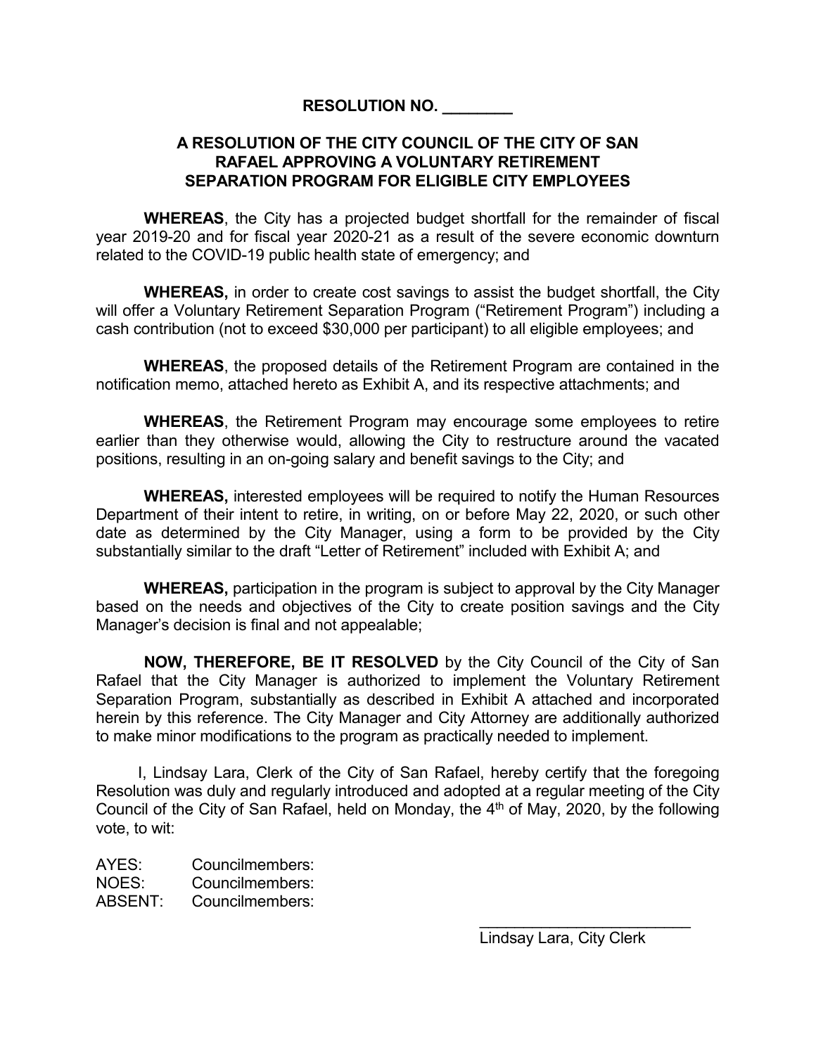**RESOLUTION NO. ________**

**A RESOLUTION OF THE CITY COUNCIL OF THE CITY OF SAN RAFAEL APPROVING A VOLUNTARY RETIREMENT SEPARATION PROGRAM FOR ELIGIBLE CITY EMPLOYEES**

**WHEREAS**, the City has a projected budget shortfall for the remainder of fiscal year 2019-20 and for fiscal year 2020-21 as a result of the severe economic downturn related to the COVID-19 public health state of emergency; and

**WHEREAS,** in order to create cost savings to assist the budget shortfall, the City will offer a Voluntary Retirement Separation Program ("Retirement Program") including a cash contribution (not to exceed $30,000 per participant) to all eligible employees; and

**WHEREAS**, the proposed details of the Retirement Program are contained in the notification memo, attached hereto as Exhibit A, and its respective attachments; and

**WHEREAS**, the Retirement Program may encourage some employees to retire earlier than they otherwise would, allowing the City to restructure around the vacated positions, resulting in an on-going salary and benefit savings to the City; and

**WHEREAS,** interested employees will be required to notify the Human Resources Department of their intent to retire, in writing, on or before May 22, 2020, or such other date as determined by the City Manager, using a form to be provided by the City substantially similar to the draft "Letter of Retirement" included with Exhibit A; and

**WHEREAS,** participation in the program is subject to approval by the City Manager based on the needs and objectives of the City to create position savings and the City Manager's decision is final and not appealable;

**NOW, THEREFORE, BE IT RESOLVED** by the City Council of the City of San Rafael that the City Manager is authorized to implement the Voluntary Retirement Separation Program, substantially as described in Exhibit A attached and incorporated herein by this reference. The City Manager and City Attorney are additionally authorized to make minor modifications to the program as practically needed to implement.

I, Lindsay Lara, Clerk of the City of San Rafael, hereby certify that the foregoing Resolution was duly and regularly introduced and adopted at a regular meeting of the City Council of the City of San Rafael, held on Monday, the 4th of May, 2020, by the following vote, to wit:

AYES: Councilmembers:
NOES: Councilmembers:
ABSENT: Councilmembers:

_________________________
Lindsay Lara, City Clerk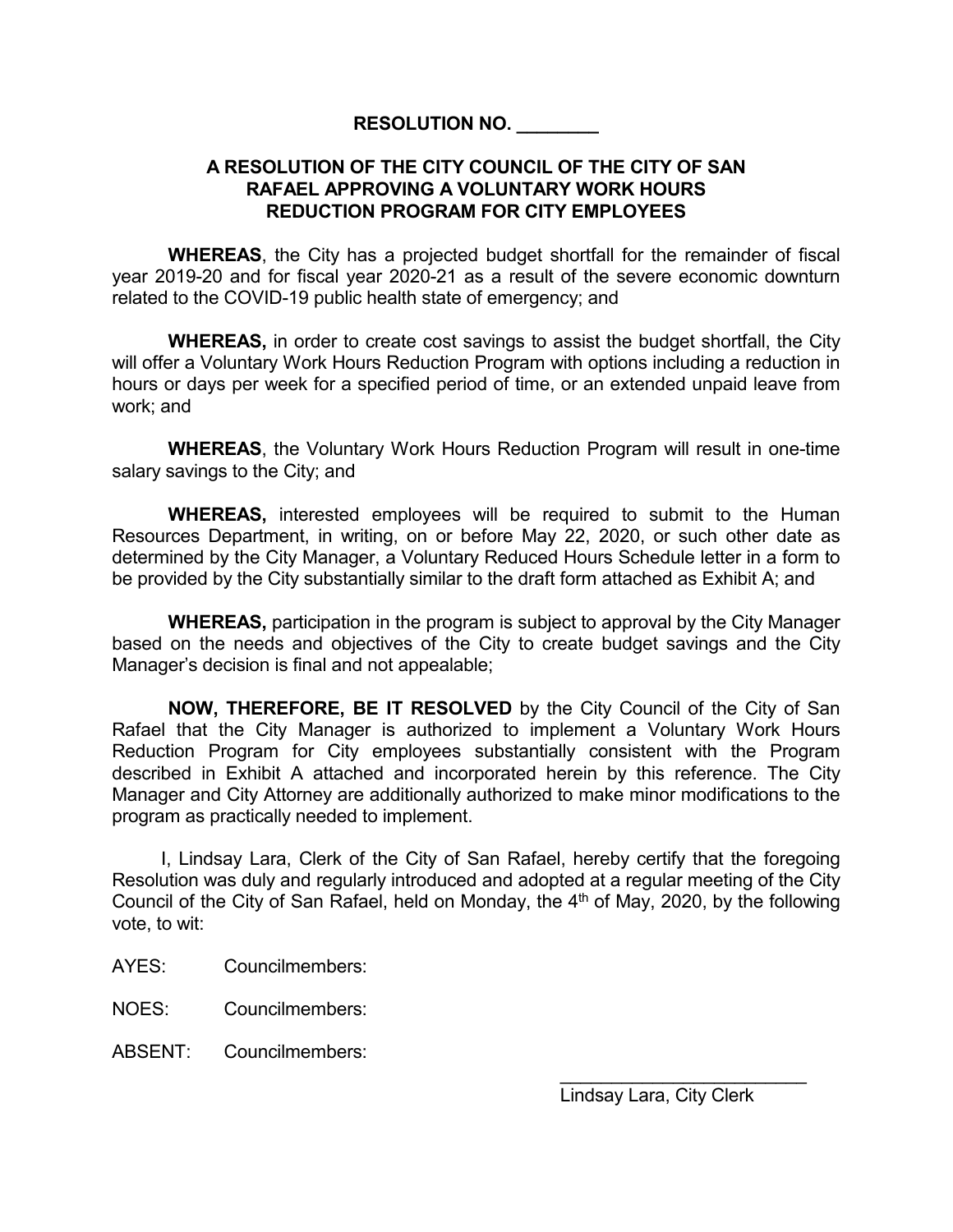**RESOLUTION NO. ________**

**A RESOLUTION OF THE CITY COUNCIL OF THE CITY OF SAN RAFAEL APPROVING A VOLUNTARY WORK HOURS REDUCTION PROGRAM FOR CITY EMPLOYEES**

**WHEREAS**, the City has a projected budget shortfall for the remainder of fiscal year 2019-20 and for fiscal year 2020-21 as a result of the severe economic downturn related to the COVID-19 public health state of emergency; and

**WHEREAS,** in order to create cost savings to assist the budget shortfall, the City will offer a Voluntary Work Hours Reduction Program with options including a reduction in hours or days per week for a specified period of time, or an extended unpaid leave from work; and

**WHEREAS**, the Voluntary Work Hours Reduction Program will result in one-time salary savings to the City; and

**WHEREAS,** interested employees will be required to submit to the Human Resources Department, in writing, on or before May 22, 2020, or such other date as determined by the City Manager, a Voluntary Reduced Hours Schedule letter in a form to be provided by the City substantially similar to the draft form attached as Exhibit A; and

**WHEREAS,** participation in the program is subject to approval by the City Manager based on the needs and objectives of the City to create budget savings and the City Manager's decision is final and not appealable;

**NOW, THEREFORE, BE IT RESOLVED** by the City Council of the City of San Rafael that the City Manager is authorized to implement a Voluntary Work Hours Reduction Program for City employees substantially consistent with the Program described in Exhibit A attached and incorporated herein by this reference. The City Manager and City Attorney are additionally authorized to make minor modifications to the program as practically needed to implement.

I, Lindsay Lara, Clerk of the City of San Rafael, hereby certify that the foregoing Resolution was duly and regularly introduced and adopted at a regular meeting of the City Council of the City of San Rafael, held on Monday, the 4th of May, 2020, by the following vote, to wit:

AYES: Councilmembers:

NOES: Councilmembers:

ABSENT: Councilmembers:

_________________________

Lindsay Lara, City Clerk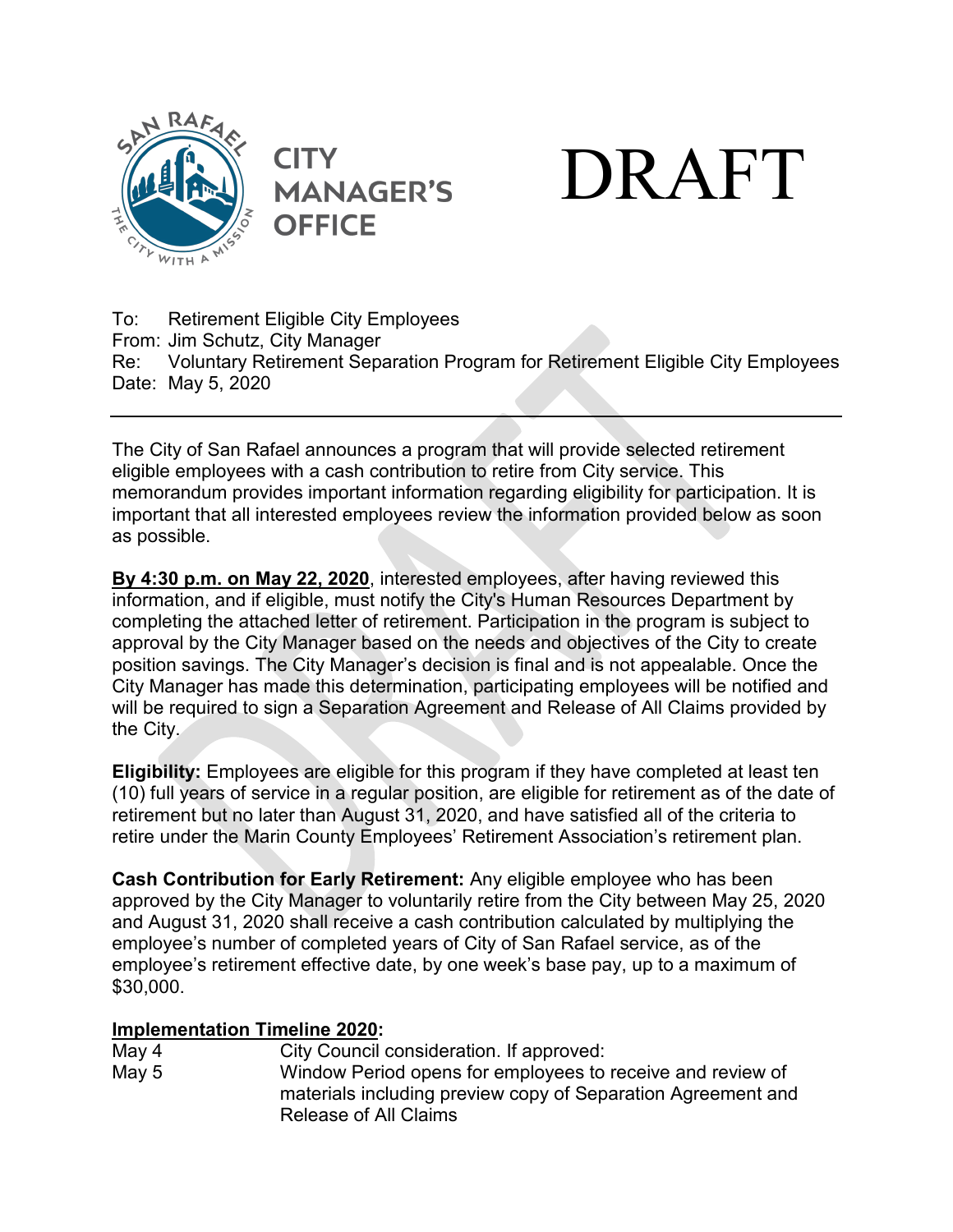CITY MANAGER'S OFFICE

DRAFT

To: Retirement Eligible City Employees
From: Jim Schutz, City Manager
Re: Voluntary Retirement Separation Program for Retirement Eligible City Employees
Date: May 5, 2020

---

The City of San Rafael announces a program that will provide selected retirement eligible employees with a cash contribution to retire from City service. This memorandum provides important information regarding eligibility for participation. It is important that all interested employees review the information provided below as soon as possible.

**By 4:30 p.m. on May 22, 2020**, interested employees, after having reviewed this information, and if eligible, must notify the City's Human Resources Department by completing the attached letter of retirement. Participation in the program is subject to approval by the City Manager based on the needs and objectives of the City to create position savings. The City Manager's decision is final and is not appealable. Once the City Manager has made this determination, participating employees will be notified and will be required to sign a Separation Agreement and Release of All Claims provided by the City.

**Eligibility:** Employees are eligible for this program if they have completed at least ten (10) full years of service in a regular position, are eligible for retirement as of the date of retirement but no later than August 31, 2020, and have satisfied all of the criteria to retire under the Marin County Employees' Retirement Association's retirement plan.

**Cash Contribution for Early Retirement:** Any eligible employee who has been approved by the City Manager to voluntarily retire from the City between May 25, 2020 and August 31, 2020 shall receive a cash contribution calculated by multiplying the employee's number of completed years of City of San Rafael service, as of the employee's retirement effective date, by one week's base pay, up to a maximum of $30,000.

**Implementation Timeline 2020:**

| | |
|---|---|
| May 4 | City Council consideration. If approved: |
| May 5 | Window Period opens for employees to receive and review of materials including preview copy of Separation Agreement and Release of All Claims |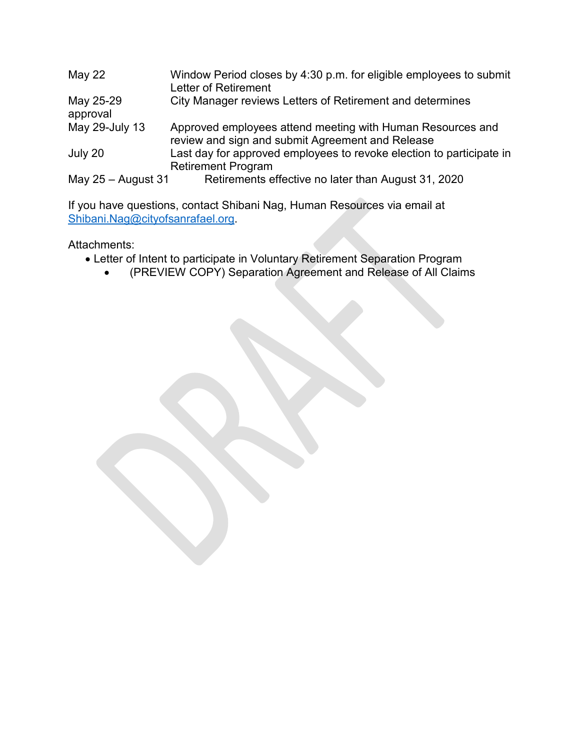| | |
|---|---|
| May 22 | Window Period closes by 4:30 p.m. for eligible employees to submit Letter of Retirement |
| May 25-29 | City Manager reviews Letters of Retirement and determines approval |
| May 29-July 13 | Approved employees attend meeting with Human Resources and review and sign and submit Agreement and Release |
| July 20 | Last day for approved employees to revoke election to participate in Retirement Program |
| May 25 – August 31 | Retirements effective no later than August 31, 2020 |

If you have questions, contact Shibani Nag, Human Resources via email at Shibani.Nag@cityofsanrafael.org.

Attachments:

- Letter of Intent to participate in Voluntary Retirement Separation Program
    - (PREVIEW COPY) Separation Agreement and Release of All Claims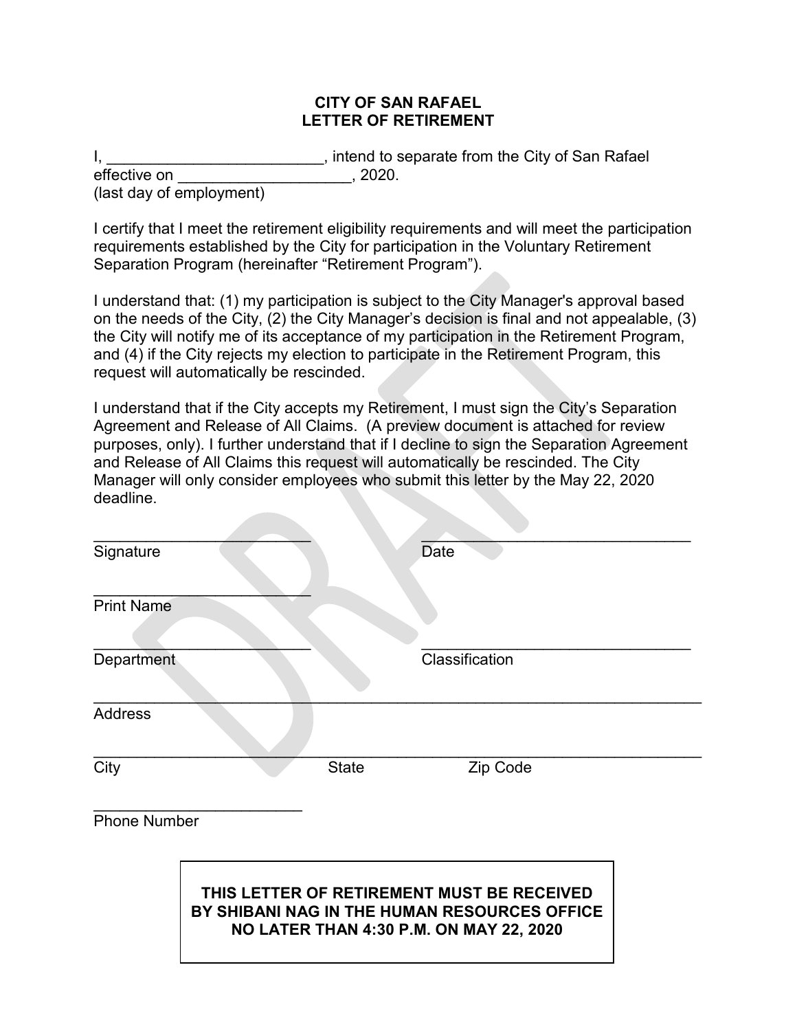**CITY OF SAN RAFAEL**
**LETTER OF RETIREMENT**

I, _________________________, intend to separate from the City of San Rafael effective on ____________________, 2020.
(last day of employment)

I certify that I meet the retirement eligibility requirements and will meet the participation requirements established by the City for participation in the Voluntary Retirement Separation Program (hereinafter "Retirement Program").

I understand that: (1) my participation is subject to the City Manager's approval based on the needs of the City, (2) the City Manager's decision is final and not appealable, (3) the City will notify me of its acceptance of my participation in the Retirement Program, and (4) if the City rejects my election to participate in the Retirement Program, this request will automatically be rescinded.

I understand that if the City accepts my Retirement, I must sign the City's Separation Agreement and Release of All Claims. (A preview document is attached for review purposes, only). I further understand that if I decline to sign the Separation Agreement and Release of All Claims this request will automatically be rescinded. The City Manager will only consider employees who submit this letter by the May 22, 2020 deadline.

__________________________ &nbsp;&nbsp;&nbsp;&nbsp; ________________________________
Signature &nbsp;&nbsp;&nbsp;&nbsp; Date

__________________________
Print Name

__________________________ &nbsp;&nbsp;&nbsp;&nbsp; ________________________________
Department &nbsp;&nbsp;&nbsp;&nbsp; Classification

________________________________________________________________________
Address

________________________________________________________________________
City &nbsp;&nbsp;&nbsp;&nbsp; State &nbsp;&nbsp;&nbsp;&nbsp; Zip Code

_________________________
Phone Number

**THIS LETTER OF RETIREMENT MUST BE RECEIVED BY SHIBANI NAG IN THE HUMAN RESOURCES OFFICE NO LATER THAN 4:30 P.M. ON MAY 22, 2020**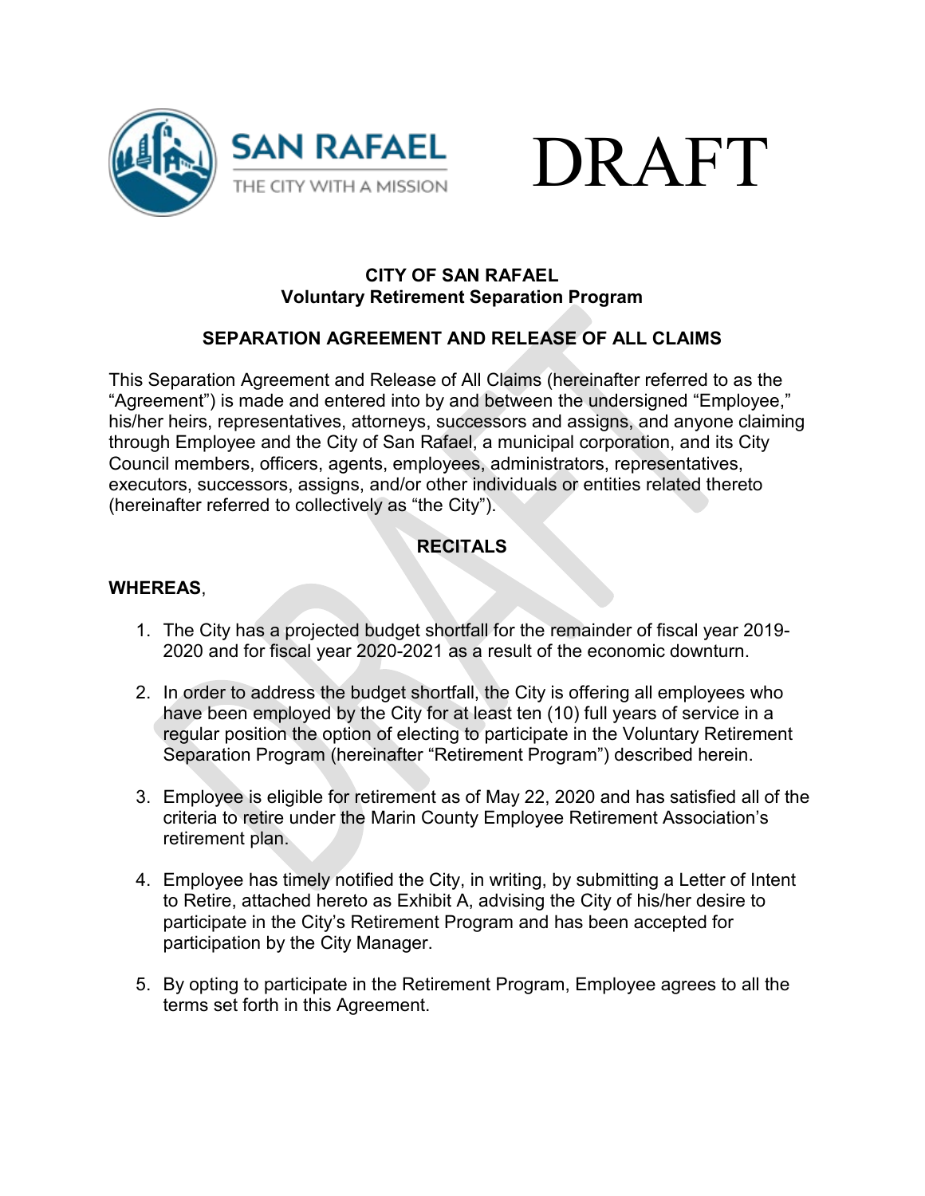SAN RAFAEL
THE CITY WITH A MISSION

DRAFT

**CITY OF SAN RAFAEL**
**Voluntary Retirement Separation Program**

## SEPARATION AGREEMENT AND RELEASE OF ALL CLAIMS

This Separation Agreement and Release of All Claims (hereinafter referred to as the "Agreement") is made and entered into by and between the undersigned "Employee," his/her heirs, representatives, attorneys, successors and assigns, and anyone claiming through Employee and the City of San Rafael, a municipal corporation, and its City Council members, officers, agents, employees, administrators, representatives, executors, successors, assigns, and/or other individuals or entities related thereto (hereinafter referred to collectively as "the City").

## RECITALS

**WHEREAS**,

1. The City has a projected budget shortfall for the remainder of fiscal year 2019-2020 and for fiscal year 2020-2021 as a result of the economic downturn.

2. In order to address the budget shortfall, the City is offering all employees who have been employed by the City for at least ten (10) full years of service in a regular position the option of electing to participate in the Voluntary Retirement Separation Program (hereinafter "Retirement Program") described herein.

3. Employee is eligible for retirement as of May 22, 2020 and has satisfied all of the criteria to retire under the Marin County Employee Retirement Association's retirement plan.

4. Employee has timely notified the City, in writing, by submitting a Letter of Intent to Retire, attached hereto as Exhibit A, advising the City of his/her desire to participate in the City's Retirement Program and has been accepted for participation by the City Manager.

5. By opting to participate in the Retirement Program, Employee agrees to all the terms set forth in this Agreement.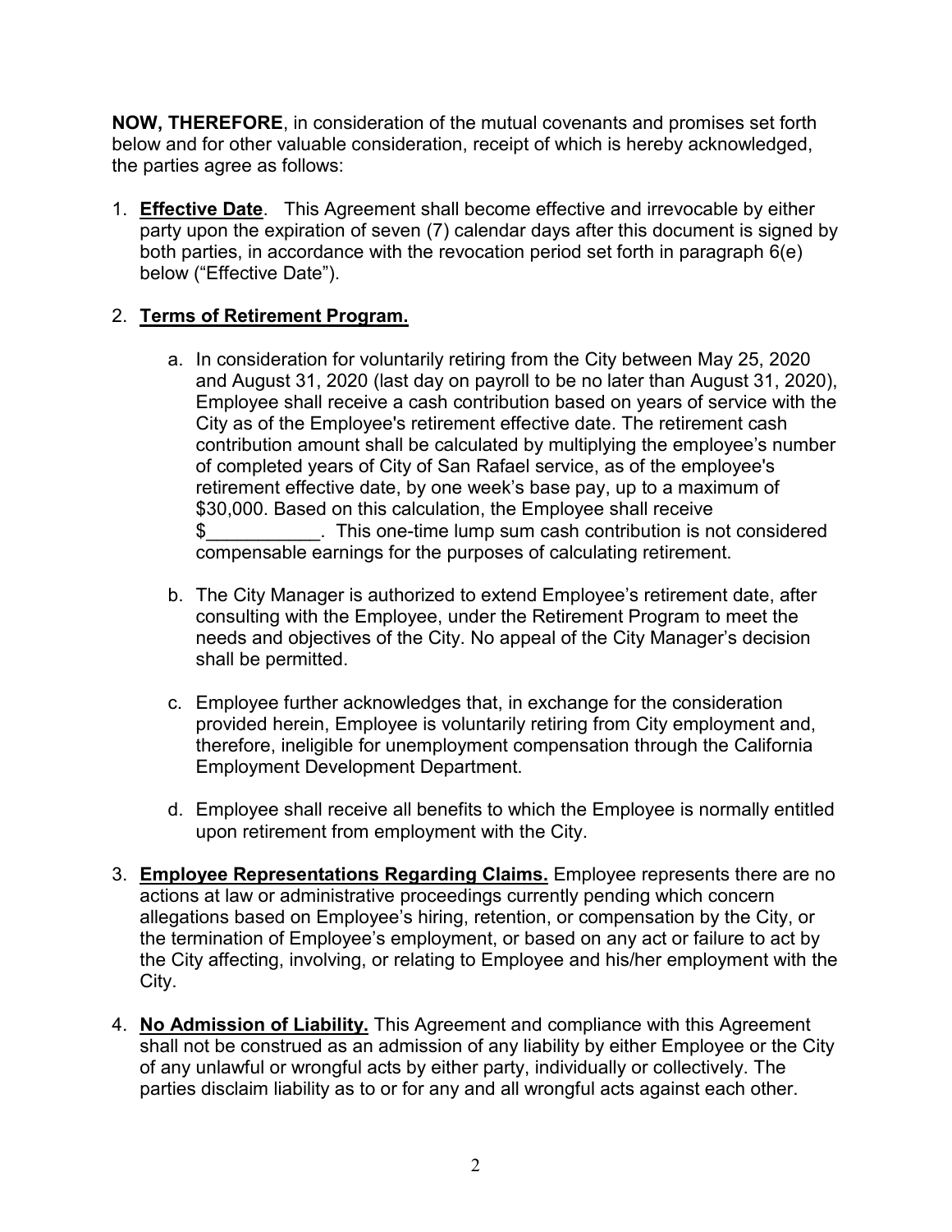**NOW, THEREFORE**, in consideration of the mutual covenants and promises set forth below and for other valuable consideration, receipt of which is hereby acknowledged, the parties agree as follows:

1. **Effective Date**. This Agreement shall become effective and irrevocable by either party upon the expiration of seven (7) calendar days after this document is signed by both parties, in accordance with the revocation period set forth in paragraph 6(e) below ("Effective Date").

2. **Terms of Retirement Program.**

    a. In consideration for voluntarily retiring from the City between May 25, 2020 and August 31, 2020 (last day on payroll to be no later than August 31, 2020), Employee shall receive a cash contribution based on years of service with the City as of the Employee's retirement effective date. The retirement cash contribution amount shall be calculated by multiplying the employee's number of completed years of City of San Rafael service, as of the employee's retirement effective date, by one week's base pay, up to a maximum of $30,000. Based on this calculation, the Employee shall receive $___________. This one-time lump sum cash contribution is not considered compensable earnings for the purposes of calculating retirement.

    b. The City Manager is authorized to extend Employee's retirement date, after consulting with the Employee, under the Retirement Program to meet the needs and objectives of the City. No appeal of the City Manager's decision shall be permitted.

    c. Employee further acknowledges that, in exchange for the consideration provided herein, Employee is voluntarily retiring from City employment and, therefore, ineligible for unemployment compensation through the California Employment Development Department.

    d. Employee shall receive all benefits to which the Employee is normally entitled upon retirement from employment with the City.

3. **Employee Representations Regarding Claims.** Employee represents there are no actions at law or administrative proceedings currently pending which concern allegations based on Employee's hiring, retention, or compensation by the City, or the termination of Employee's employment, or based on any act or failure to act by the City affecting, involving, or relating to Employee and his/her employment with the City.

4. **No Admission of Liability.** This Agreement and compliance with this Agreement shall not be construed as an admission of any liability by either Employee or the City of any unlawful or wrongful acts by either party, individually or collectively. The parties disclaim liability as to or for any and all wrongful acts against each other.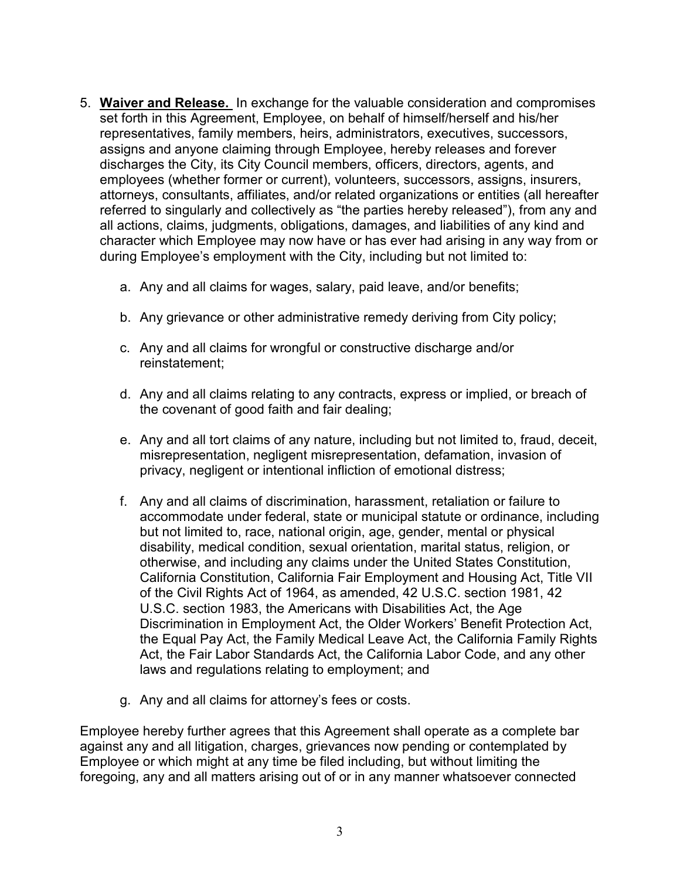5. **Waiver and Release.** In exchange for the valuable consideration and compromises set forth in this Agreement, Employee, on behalf of himself/herself and his/her representatives, family members, heirs, administrators, executives, successors, assigns and anyone claiming through Employee, hereby releases and forever discharges the City, its City Council members, officers, directors, agents, and employees (whether former or current), volunteers, successors, assigns, insurers, attorneys, consultants, affiliates, and/or related organizations or entities (all hereafter referred to singularly and collectively as "the parties hereby released"), from any and all actions, claims, judgments, obligations, damages, and liabilities of any kind and character which Employee may now have or has ever had arising in any way from or during Employee's employment with the City, including but not limited to:

    a. Any and all claims for wages, salary, paid leave, and/or benefits;

    b. Any grievance or other administrative remedy deriving from City policy;

    c. Any and all claims for wrongful or constructive discharge and/or reinstatement;

    d. Any and all claims relating to any contracts, express or implied, or breach of the covenant of good faith and fair dealing;

    e. Any and all tort claims of any nature, including but not limited to, fraud, deceit, misrepresentation, negligent misrepresentation, defamation, invasion of privacy, negligent or intentional infliction of emotional distress;

    f. Any and all claims of discrimination, harassment, retaliation or failure to accommodate under federal, state or municipal statute or ordinance, including but not limited to, race, national origin, age, gender, mental or physical disability, medical condition, sexual orientation, marital status, religion, or otherwise, and including any claims under the United States Constitution, California Constitution, California Fair Employment and Housing Act, Title VII of the Civil Rights Act of 1964, as amended, 42 U.S.C. section 1981, 42 U.S.C. section 1983, the Americans with Disabilities Act, the Age Discrimination in Employment Act, the Older Workers' Benefit Protection Act, the Equal Pay Act, the Family Medical Leave Act, the California Family Rights Act, the Fair Labor Standards Act, the California Labor Code, and any other laws and regulations relating to employment; and

    g. Any and all claims for attorney's fees or costs.

Employee hereby further agrees that this Agreement shall operate as a complete bar against any and all litigation, charges, grievances now pending or contemplated by Employee or which might at any time be filed including, but without limiting the foregoing, any and all matters arising out of or in any manner whatsoever connected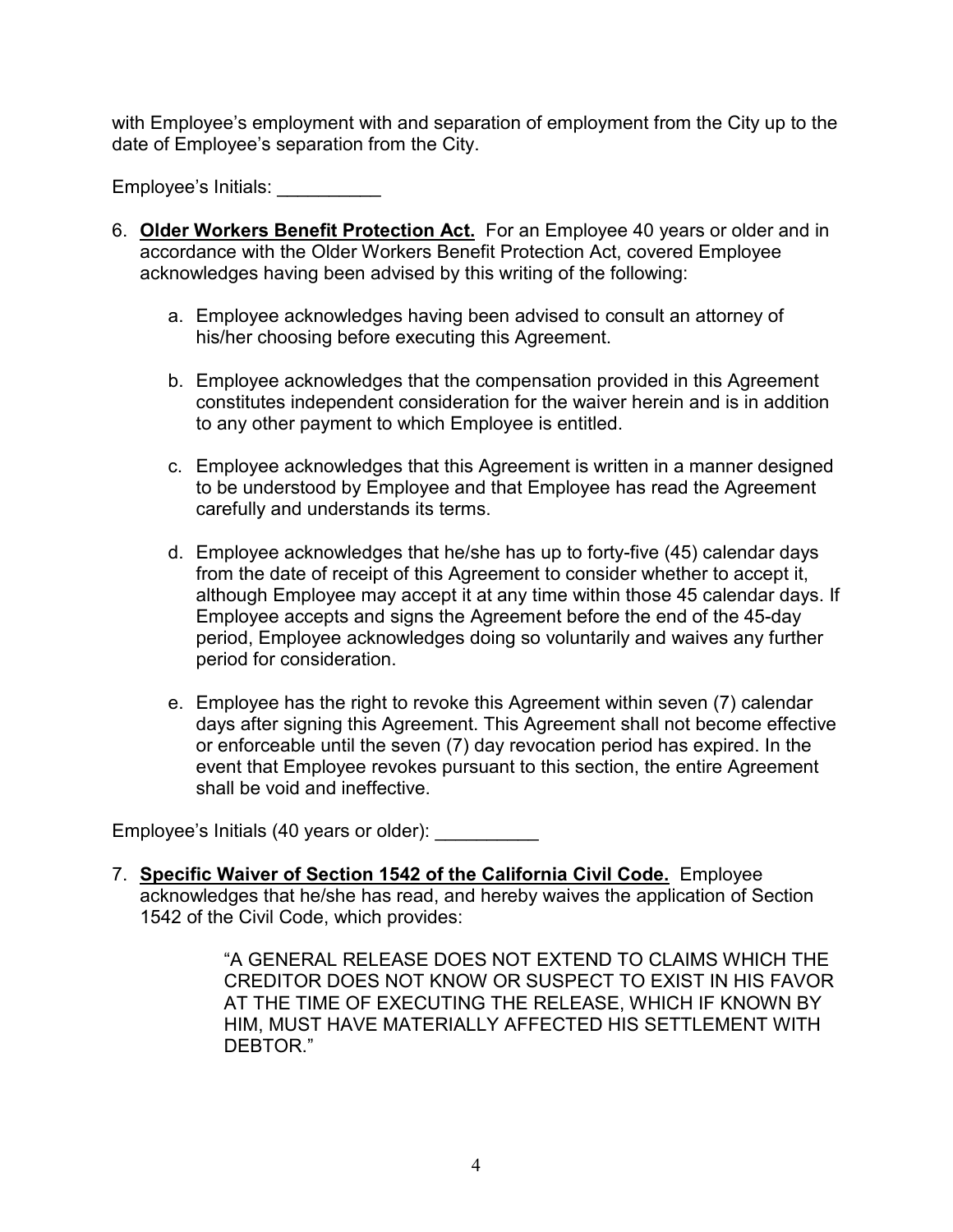with Employee's employment with and separation of employment from the City up to the date of Employee's separation from the City.

Employee's Initials: __________

6. **Older Workers Benefit Protection Act.** For an Employee 40 years or older and in accordance with the Older Workers Benefit Protection Act, covered Employee acknowledges having been advised by this writing of the following:

    a. Employee acknowledges having been advised to consult an attorney of his/her choosing before executing this Agreement.

    b. Employee acknowledges that the compensation provided in this Agreement constitutes independent consideration for the waiver herein and is in addition to any other payment to which Employee is entitled.

    c. Employee acknowledges that this Agreement is written in a manner designed to be understood by Employee and that Employee has read the Agreement carefully and understands its terms.

    d. Employee acknowledges that he/she has up to forty-five (45) calendar days from the date of receipt of this Agreement to consider whether to accept it, although Employee may accept it at any time within those 45 calendar days. If Employee accepts and signs the Agreement before the end of the 45-day period, Employee acknowledges doing so voluntarily and waives any further period for consideration.

    e. Employee has the right to revoke this Agreement within seven (7) calendar days after signing this Agreement. This Agreement shall not become effective or enforceable until the seven (7) day revocation period has expired. In the event that Employee revokes pursuant to this section, the entire Agreement shall be void and ineffective.

Employee's Initials (40 years or older): __________

7. **Specific Waiver of Section 1542 of the California Civil Code.** Employee acknowledges that he/she has read, and hereby waives the application of Section 1542 of the Civil Code, which provides:

    > "A GENERAL RELEASE DOES NOT EXTEND TO CLAIMS WHICH THE CREDITOR DOES NOT KNOW OR SUSPECT TO EXIST IN HIS FAVOR AT THE TIME OF EXECUTING THE RELEASE, WHICH IF KNOWN BY HIM, MUST HAVE MATERIALLY AFFECTED HIS SETTLEMENT WITH DEBTOR."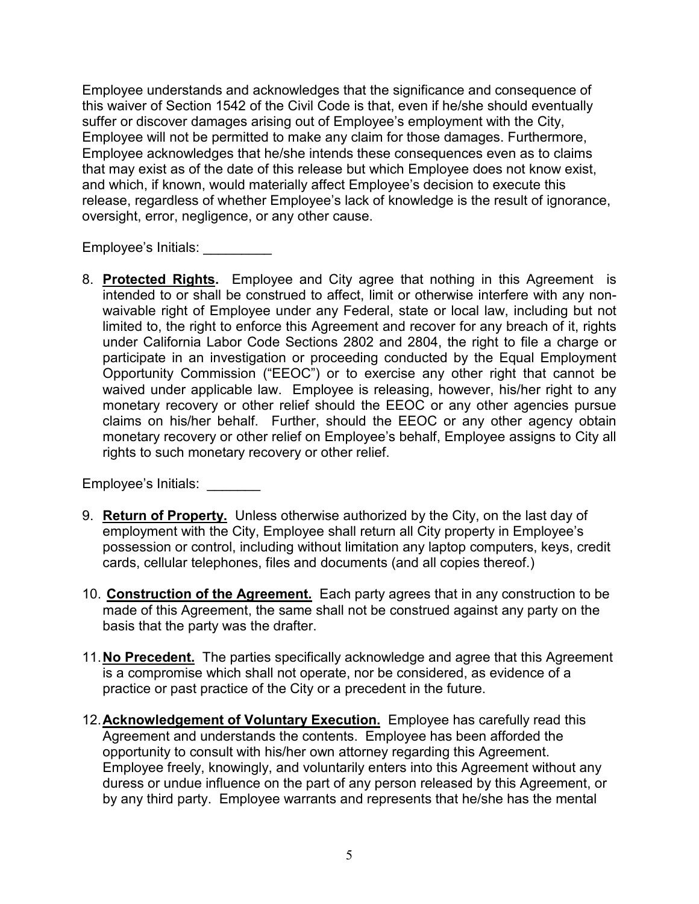Employee understands and acknowledges that the significance and consequence of this waiver of Section 1542 of the Civil Code is that, even if he/she should eventually suffer or discover damages arising out of Employee's employment with the City, Employee will not be permitted to make any claim for those damages. Furthermore, Employee acknowledges that he/she intends these consequences even as to claims that may exist as of the date of this release but which Employee does not know exist, and which, if known, would materially affect Employee's decision to execute this release, regardless of whether Employee's lack of knowledge is the result of ignorance, oversight, error, negligence, or any other cause.

Employee's Initials: _________

8. **Protected Rights.** Employee and City agree that nothing in this Agreement is intended to or shall be construed to affect, limit or otherwise interfere with any non-waivable right of Employee under any Federal, state or local law, including but not limited to, the right to enforce this Agreement and recover for any breach of it, rights under California Labor Code Sections 2802 and 2804, the right to file a charge or participate in an investigation or proceeding conducted by the Equal Employment Opportunity Commission ("EEOC") or to exercise any other right that cannot be waived under applicable law. Employee is releasing, however, his/her right to any monetary recovery or other relief should the EEOC or any other agencies pursue claims on his/her behalf. Further, should the EEOC or any other agency obtain monetary recovery or other relief on Employee's behalf, Employee assigns to City all rights to such monetary recovery or other relief.

Employee's Initials: _______

9. **Return of Property.** Unless otherwise authorized by the City, on the last day of employment with the City, Employee shall return all City property in Employee's possession or control, including without limitation any laptop computers, keys, credit cards, cellular telephones, files and documents (and all copies thereof.)

10. **Construction of the Agreement.** Each party agrees that in any construction to be made of this Agreement, the same shall not be construed against any party on the basis that the party was the drafter.

11. **No Precedent.** The parties specifically acknowledge and agree that this Agreement is a compromise which shall not operate, nor be considered, as evidence of a practice or past practice of the City or a precedent in the future.

12. **Acknowledgement of Voluntary Execution.** Employee has carefully read this Agreement and understands the contents. Employee has been afforded the opportunity to consult with his/her own attorney regarding this Agreement. Employee freely, knowingly, and voluntarily enters into this Agreement without any duress or undue influence on the part of any person released by this Agreement, or by any third party. Employee warrants and represents that he/she has the mental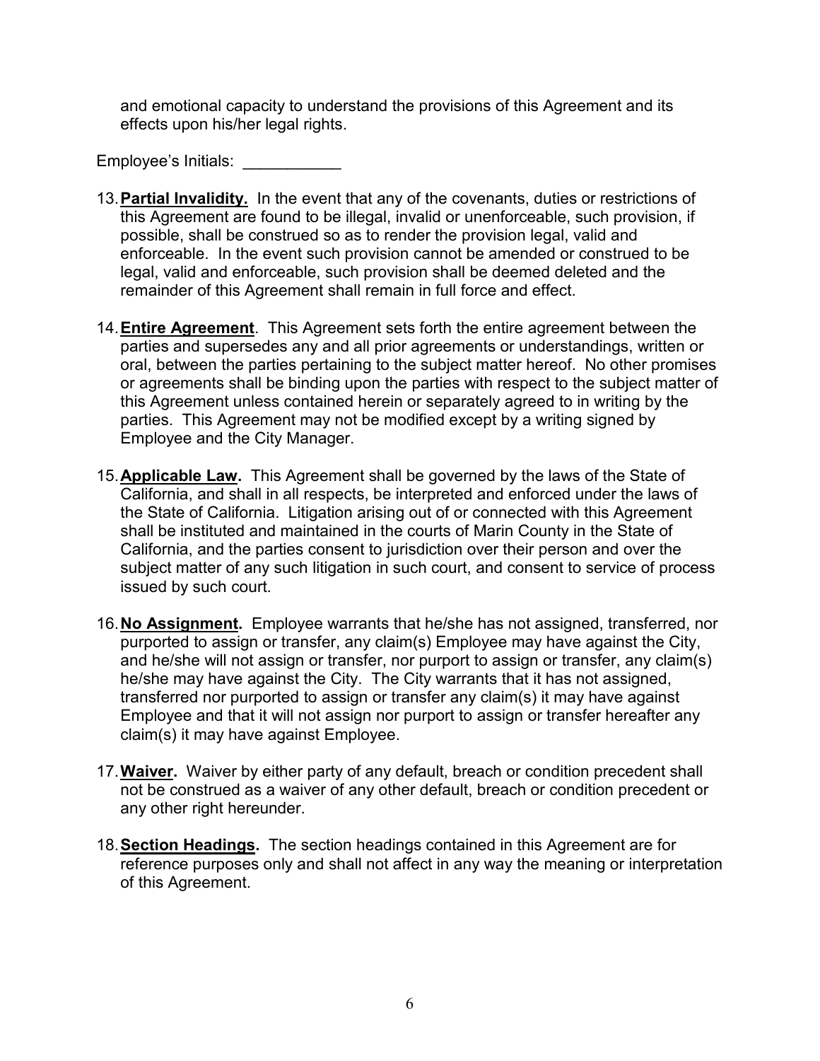and emotional capacity to understand the provisions of this Agreement and its effects upon his/her legal rights.

Employee's Initials: ___________

13. **Partial Invalidity.** In the event that any of the covenants, duties or restrictions of this Agreement are found to be illegal, invalid or unenforceable, such provision, if possible, shall be construed so as to render the provision legal, valid and enforceable. In the event such provision cannot be amended or construed to be legal, valid and enforceable, such provision shall be deemed deleted and the remainder of this Agreement shall remain in full force and effect.

14. **Entire Agreement**. This Agreement sets forth the entire agreement between the parties and supersedes any and all prior agreements or understandings, written or oral, between the parties pertaining to the subject matter hereof. No other promises or agreements shall be binding upon the parties with respect to the subject matter of this Agreement unless contained herein or separately agreed to in writing by the parties. This Agreement may not be modified except by a writing signed by Employee and the City Manager.

15. **Applicable Law.** This Agreement shall be governed by the laws of the State of California, and shall in all respects, be interpreted and enforced under the laws of the State of California. Litigation arising out of or connected with this Agreement shall be instituted and maintained in the courts of Marin County in the State of California, and the parties consent to jurisdiction over their person and over the subject matter of any such litigation in such court, and consent to service of process issued by such court.

16. **No Assignment.** Employee warrants that he/she has not assigned, transferred, nor purported to assign or transfer, any claim(s) Employee may have against the City, and he/she will not assign or transfer, nor purport to assign or transfer, any claim(s) he/she may have against the City. The City warrants that it has not assigned, transferred nor purported to assign or transfer any claim(s) it may have against Employee and that it will not assign nor purport to assign or transfer hereafter any claim(s) it may have against Employee.

17. **Waiver.** Waiver by either party of any default, breach or condition precedent shall not be construed as a waiver of any other default, breach or condition precedent or any other right hereunder.

18. **Section Headings.** The section headings contained in this Agreement are for reference purposes only and shall not affect in any way the meaning or interpretation of this Agreement.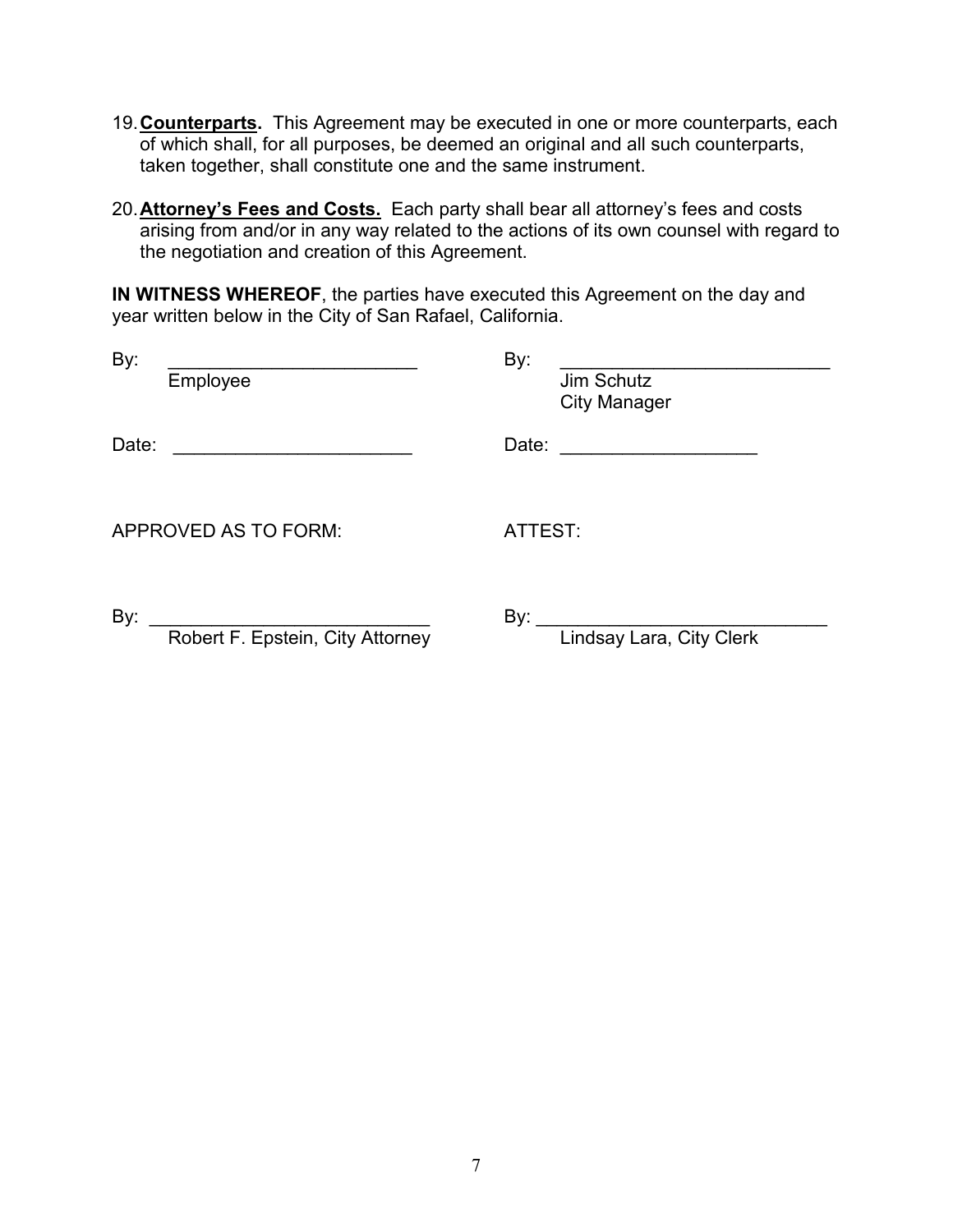19. **Counterparts.** This Agreement may be executed in one or more counterparts, each of which shall, for all purposes, be deemed an original and all such counterparts, taken together, shall constitute one and the same instrument.

20. **Attorney's Fees and Costs.** Each party shall bear all attorney's fees and costs arising from and/or in any way related to the actions of its own counsel with regard to the negotiation and creation of this Agreement.

**IN WITNESS WHEREOF**, the parties have executed this Agreement on the day and year written below in the City of San Rafael, California.

By: ________________________
Employee

Date: ________________________

By: ________________________
Jim Schutz
City Manager

Date: ____________________

APPROVED AS TO FORM:

By: ___________________________
Robert F. Epstein, City Attorney

ATTEST:

By: ____________________________
Lindsay Lara, City Clerk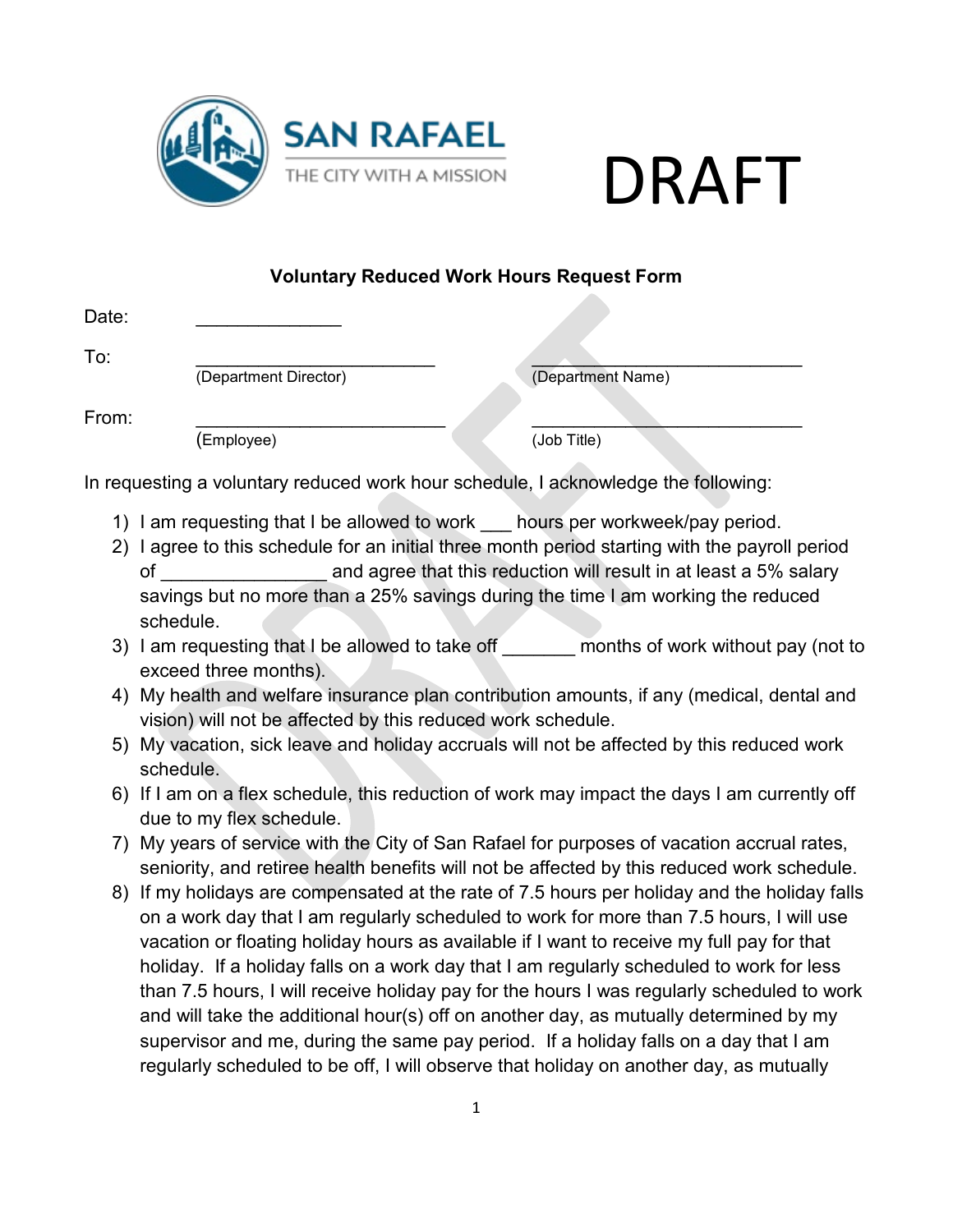SAN RAFAEL
THE CITY WITH A MISSION

DRAFT

**Voluntary Reduced Work Hours Request Form**

Date: ______________

To: _______________________ (Department Director) __________________________ (Department Name)

From: ________________________ (Employee) __________________________ (Job Title)

In requesting a voluntary reduced work hour schedule, I acknowledge the following:

1) I am requesting that I be allowed to work ___ hours per workweek/pay period.
2) I agree to this schedule for an initial three month period starting with the payroll period of _______________ and agree that this reduction will result in at least a 5% salary savings but no more than a 25% savings during the time I am working the reduced schedule.
3) I am requesting that I be allowed to take off _______ months of work without pay (not to exceed three months).
4) My health and welfare insurance plan contribution amounts, if any (medical, dental and vision) will not be affected by this reduced work schedule.
5) My vacation, sick leave and holiday accruals will not be affected by this reduced work schedule.
6) If I am on a flex schedule, this reduction of work may impact the days I am currently off due to my flex schedule.
7) My years of service with the City of San Rafael for purposes of vacation accrual rates, seniority, and retiree health benefits will not be affected by this reduced work schedule.
8) If my holidays are compensated at the rate of 7.5 hours per holiday and the holiday falls on a work day that I am regularly scheduled to work for more than 7.5 hours, I will use vacation or floating holiday hours as available if I want to receive my full pay for that holiday. If a holiday falls on a work day that I am regularly scheduled to work for less than 7.5 hours, I will receive holiday pay for the hours I was regularly scheduled to work and will take the additional hour(s) off on another day, as mutually determined by my supervisor and me, during the same pay period. If a holiday falls on a day that I am regularly scheduled to be off, I will observe that holiday on another day, as mutually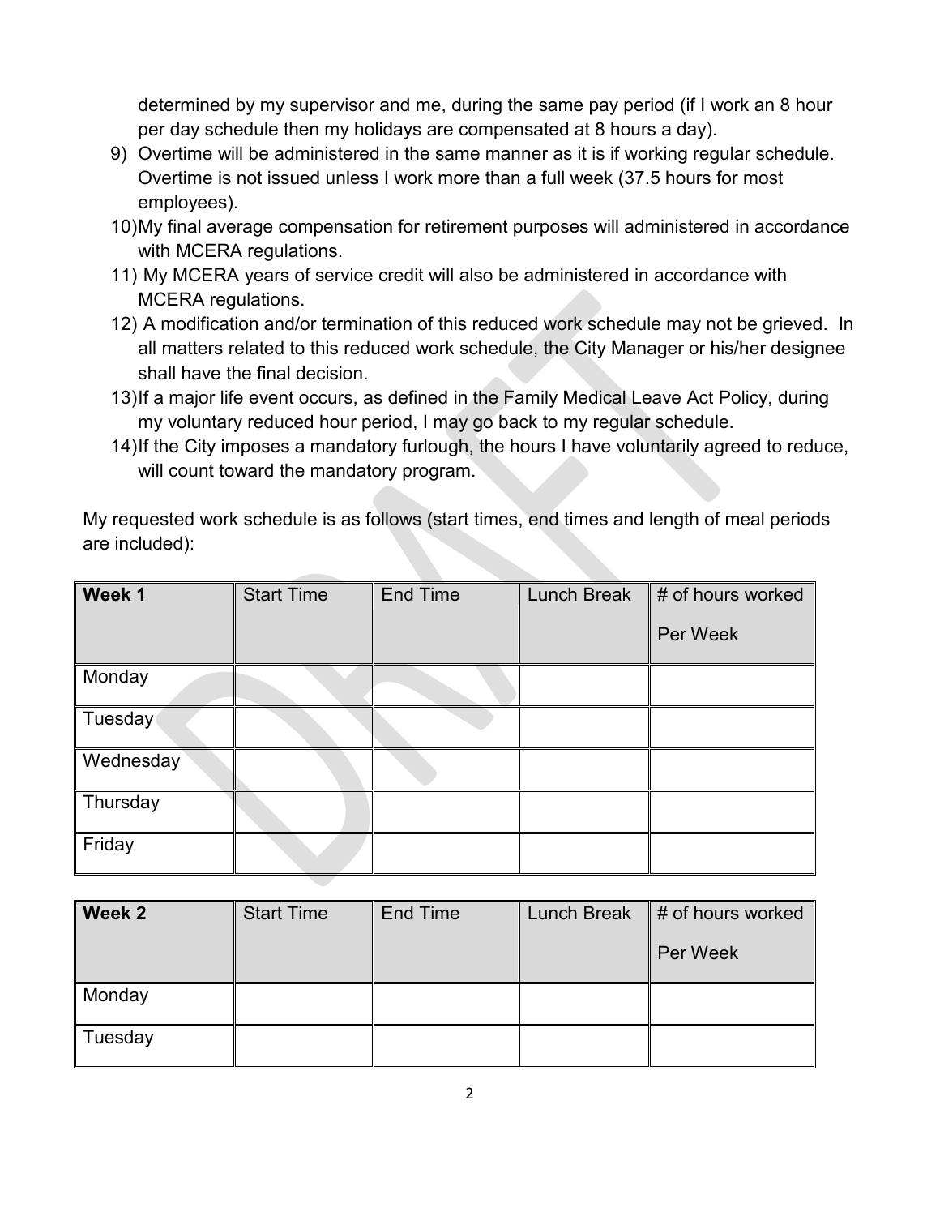determined by my supervisor and me, during the same pay period (if I work an 8 hour per day schedule then my holidays are compensated at 8 hours a day).

9) Overtime will be administered in the same manner as it is if working regular schedule. Overtime is not issued unless I work more than a full week (37.5 hours for most employees).
10) My final average compensation for retirement purposes will administered in accordance with MCERA regulations.
11) My MCERA years of service credit will also be administered in accordance with MCERA regulations.
12) A modification and/or termination of this reduced work schedule may not be grieved. In all matters related to this reduced work schedule, the City Manager or his/her designee shall have the final decision.
13) If a major life event occurs, as defined in the Family Medical Leave Act Policy, during my voluntary reduced hour period, I may go back to my regular schedule.
14) If the City imposes a mandatory furlough, the hours I have voluntarily agreed to reduce, will count toward the mandatory program.

My requested work schedule is as follows (start times, end times and length of meal periods are included):

| **Week 1** | Start Time | End Time | Lunch Break | # of hours worked Per Week |
|---|---|---|---|---|
| Monday | | | | |
| Tuesday | | | | |
| Wednesday | | | | |
| Thursday | | | | |
| Friday | | | | |

| **Week 2** | Start Time | End Time | Lunch Break | # of hours worked Per Week |
|---|---|---|---|---|
| Monday | | | | |
| Tuesday | | | | |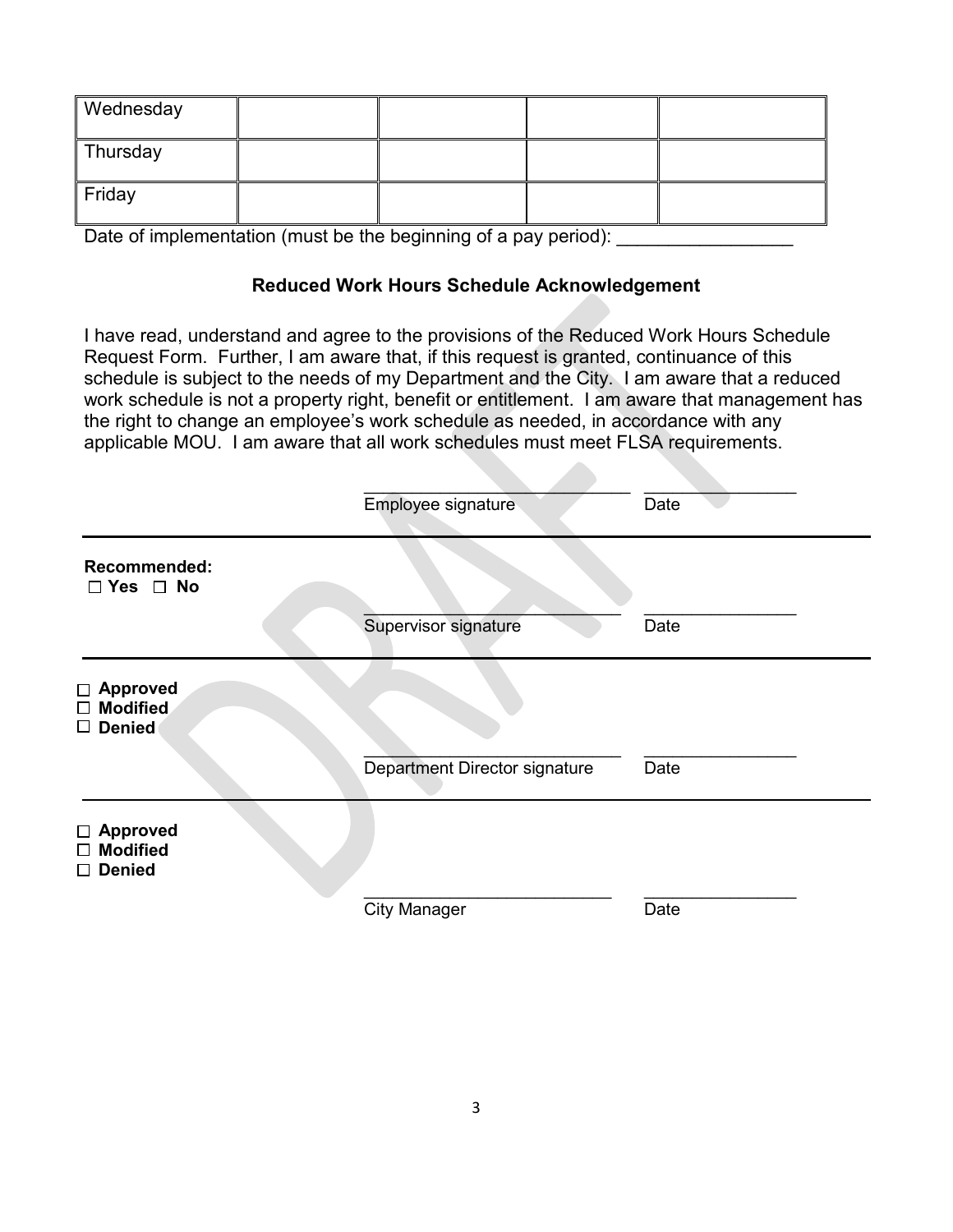| | | | | |
|---|---|---|---|---|
| Wednesday | | | | |
| Thursday | | | | |
| Friday | | | | |

Date of implementation (must be the beginning of a pay period): _________________

### Reduced Work Hours Schedule Acknowledgement

I have read, understand and agree to the provisions of the Reduced Work Hours Schedule Request Form. Further, I am aware that, if this request is granted, continuance of this schedule is subject to the needs of my Department and the City. I am aware that a reduced work schedule is not a property right, benefit or entitlement. I am aware that management has the right to change an employee's work schedule as needed, in accordance with any applicable MOU. I am aware that all work schedules must meet FLSA requirements.

_____________________________ ________________
Employee signature Date

---

**Recommended:**
☐ **Yes** ☐ **No**

_____________________________ ________________
Supervisor signature Date

---

☐ **Approved**
☐ **Modified**
☐ **Denied**

_____________________________ ________________
Department Director signature Date

---

☐ **Approved**
☐ **Modified**
☐ **Denied**

_____________________________ ________________
City Manager Date